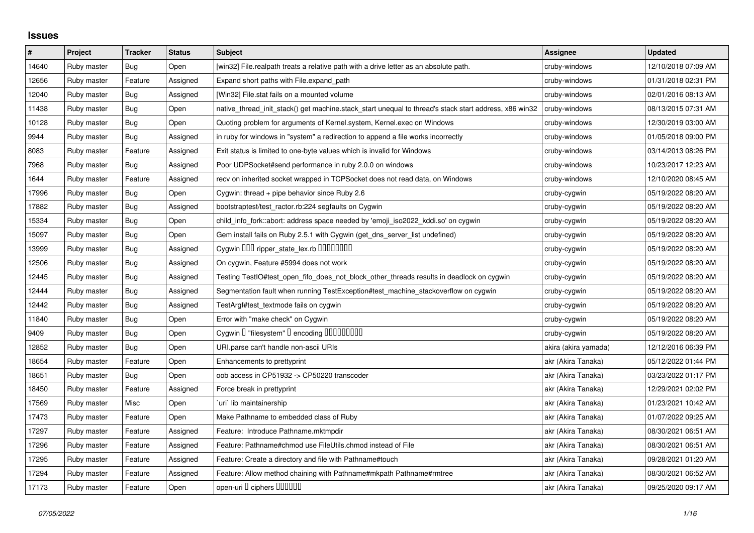# Issues

| # | Project | Tracker | Status | Subject | Assignee | Updated |
|---|---|---|---|---|---|---|
| 14640 | Ruby master | Bug | Open | [win32] File.realpath treats a relative path with a drive letter as an absolute path. | cruby-windows | 12/10/2018 07:09 AM |
| 12656 | Ruby master | Feature | Assigned | Expand short paths with File.expand_path | cruby-windows | 01/31/2018 02:31 PM |
| 12040 | Ruby master | Bug | Assigned | [Win32] File.stat fails on a mounted volume | cruby-windows | 02/01/2016 08:13 AM |
| 11438 | Ruby master | Bug | Open | native_thread_init_stack() get machine.stack_start unequal to thread's stack start address, x86 win32 | cruby-windows | 08/13/2015 07:31 AM |
| 10128 | Ruby master | Bug | Open | Quoting problem for arguments of Kernel.system, Kernel.exec on Windows | cruby-windows | 12/30/2019 03:00 AM |
| 9944 | Ruby master | Bug | Assigned | in ruby for windows in "system" a redirection to append a file works incorrectly | cruby-windows | 01/05/2018 09:00 PM |
| 8083 | Ruby master | Feature | Assigned | Exit status is limited to one-byte values which is invalid for Windows | cruby-windows | 03/14/2013 08:26 PM |
| 7968 | Ruby master | Bug | Assigned | Poor UDPSocket#send performance in ruby 2.0.0 on windows | cruby-windows | 10/23/2017 12:23 AM |
| 1644 | Ruby master | Feature | Assigned | recv on inherited socket wrapped in TCPSocket does not read data, on Windows | cruby-windows | 12/10/2020 08:45 AM |
| 17996 | Ruby master | Bug | Open | Cygwin: thread + pipe behavior since Ruby 2.6 | cruby-cygwin | 05/19/2022 08:20 AM |
| 17882 | Ruby master | Bug | Assigned | bootstraptest/test_ractor.rb:224 segfaults on Cygwin | cruby-cygwin | 05/19/2022 08:20 AM |
| 15334 | Ruby master | Bug | Open | child_info_fork::abort: address space needed by 'emoji_iso2022_kddi.so' on cygwin | cruby-cygwin | 05/19/2022 08:20 AM |
| 15097 | Ruby master | Bug | Open | Gem install fails on Ruby 2.5.1 with Cygwin (get_dns_server_list undefined) | cruby-cygwin | 05/19/2022 08:20 AM |
| 13999 | Ruby master | Bug | Assigned | Cygwin □□□ ripper_state_lex.rb □□□□□□□□ | cruby-cygwin | 05/19/2022 08:20 AM |
| 12506 | Ruby master | Bug | Assigned | On cygwin, Feature #5994 does not work | cruby-cygwin | 05/19/2022 08:20 AM |
| 12445 | Ruby master | Bug | Assigned | Testing TestIO#test_open_fifo_does_not_block_other_threads results in deadlock on cygwin | cruby-cygwin | 05/19/2022 08:20 AM |
| 12444 | Ruby master | Bug | Assigned | Segmentation fault when running TestException#test_machine_stackoverflow on cygwin | cruby-cygwin | 05/19/2022 08:20 AM |
| 12442 | Ruby master | Bug | Assigned | TestArgf#test_textmode fails on cygwin | cruby-cygwin | 05/19/2022 08:20 AM |
| 11840 | Ruby master | Bug | Open | Error with "make check" on Cygwin | cruby-cygwin | 05/19/2022 08:20 AM |
| 9409 | Ruby master | Bug | Open | Cygwin □ "filesystem" □ encoding □□□□□□□□□ | cruby-cygwin | 05/19/2022 08:20 AM |
| 12852 | Ruby master | Bug | Open | URI.parse can't handle non-ascii URIs | akira (akira yamada) | 12/12/2016 06:39 PM |
| 18654 | Ruby master | Feature | Open | Enhancements to prettyprint | akr (Akira Tanaka) | 05/12/2022 01:44 PM |
| 18651 | Ruby master | Bug | Open | oob access in CP51932 -> CP50220 transcoder | akr (Akira Tanaka) | 03/23/2022 01:17 PM |
| 18450 | Ruby master | Feature | Assigned | Force break in prettyprint | akr (Akira Tanaka) | 12/29/2021 02:02 PM |
| 17569 | Ruby master | Misc | Open | `uri` lib maintainership | akr (Akira Tanaka) | 01/23/2021 10:42 AM |
| 17473 | Ruby master | Feature | Open | Make Pathname to embedded class of Ruby | akr (Akira Tanaka) | 01/07/2022 09:25 AM |
| 17297 | Ruby master | Feature | Assigned | Feature: Introduce Pathname.mktmpdir | akr (Akira Tanaka) | 08/30/2021 06:51 AM |
| 17296 | Ruby master | Feature | Assigned | Feature: Pathname#chmod use FileUtils.chmod instead of File | akr (Akira Tanaka) | 08/30/2021 06:51 AM |
| 17295 | Ruby master | Feature | Assigned | Feature: Create a directory and file with Pathname#touch | akr (Akira Tanaka) | 09/28/2021 01:20 AM |
| 17294 | Ruby master | Feature | Assigned | Feature: Allow method chaining with Pathname#mkpath Pathname#rmtree | akr (Akira Tanaka) | 08/30/2021 06:52 AM |
| 17173 | Ruby master | Feature | Open | open-uri □ ciphers □□□□□□ | akr (Akira Tanaka) | 09/25/2020 09:17 AM |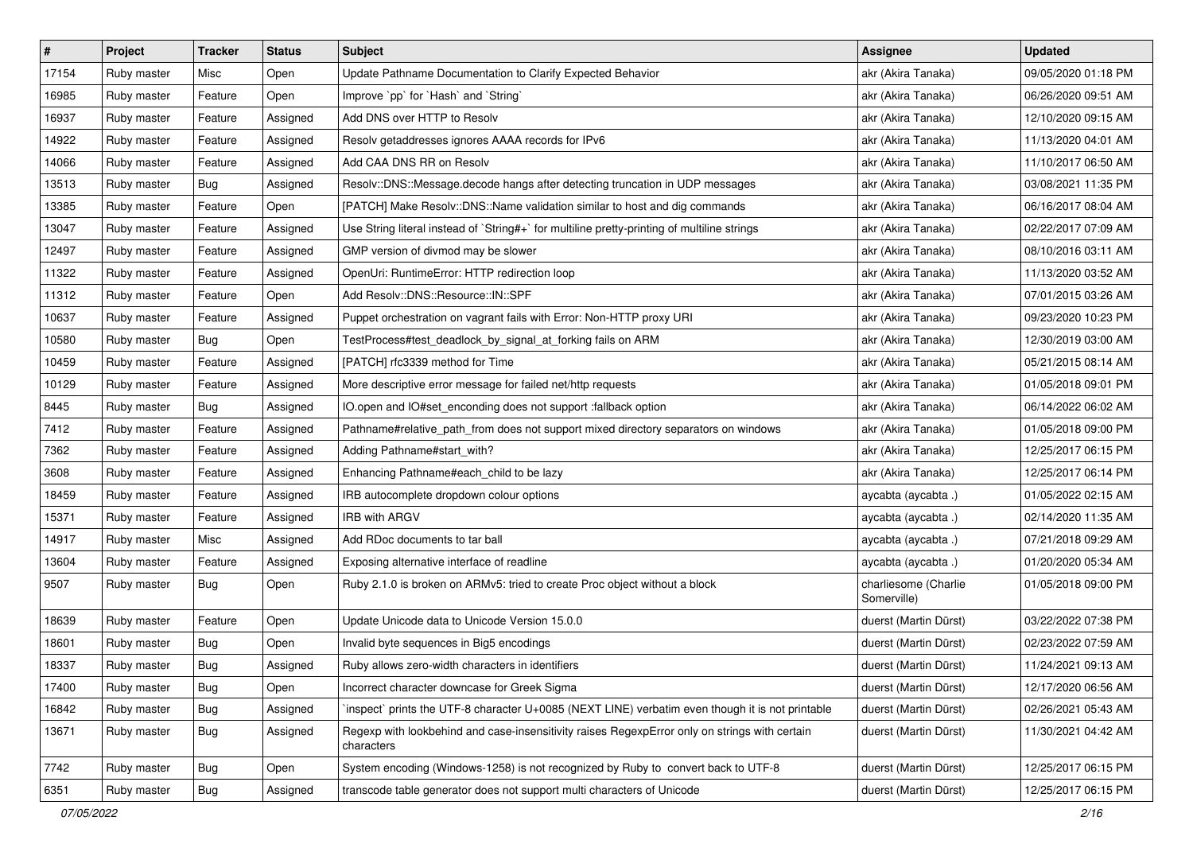| # | Project | Tracker | Status | Subject | Assignee | Updated |
|---|---|---|---|---|---|---|
| 17154 | Ruby master | Misc | Open | Update Pathname Documentation to Clarify Expected Behavior | akr (Akira Tanaka) | 09/05/2020 01:18 PM |
| 16985 | Ruby master | Feature | Open | Improve `pp` for `Hash` and `String` | akr (Akira Tanaka) | 06/26/2020 09:51 AM |
| 16937 | Ruby master | Feature | Assigned | Add DNS over HTTP to Resolv | akr (Akira Tanaka) | 12/10/2020 09:15 AM |
| 14922 | Ruby master | Feature | Assigned | Resolv getaddresses ignores AAAA records for IPv6 | akr (Akira Tanaka) | 11/13/2020 04:01 AM |
| 14066 | Ruby master | Feature | Assigned | Add CAA DNS RR on Resolv | akr (Akira Tanaka) | 11/10/2017 06:50 AM |
| 13513 | Ruby master | Bug | Assigned | Resolv::DNS::Message.decode hangs after detecting truncation in UDP messages | akr (Akira Tanaka) | 03/08/2021 11:35 PM |
| 13385 | Ruby master | Feature | Open | [PATCH] Make Resolv::DNS::Name validation similar to host and dig commands | akr (Akira Tanaka) | 06/16/2017 08:04 AM |
| 13047 | Ruby master | Feature | Assigned | Use String literal instead of `String#+` for multiline pretty-printing of multiline strings | akr (Akira Tanaka) | 02/22/2017 07:09 AM |
| 12497 | Ruby master | Feature | Assigned | GMP version of divmod may be slower | akr (Akira Tanaka) | 08/10/2016 03:11 AM |
| 11322 | Ruby master | Feature | Assigned | OpenUri: RuntimeError: HTTP redirection loop | akr (Akira Tanaka) | 11/13/2020 03:52 AM |
| 11312 | Ruby master | Feature | Open | Add Resolv::DNS::Resource::IN::SPF | akr (Akira Tanaka) | 07/01/2015 03:26 AM |
| 10637 | Ruby master | Feature | Assigned | Puppet orchestration on vagrant fails with Error: Non-HTTP proxy URI | akr (Akira Tanaka) | 09/23/2020 10:23 PM |
| 10580 | Ruby master | Bug | Open | TestProcess#test_deadlock_by_signal_at_forking fails on ARM | akr (Akira Tanaka) | 12/30/2019 03:00 AM |
| 10459 | Ruby master | Feature | Assigned | [PATCH] rfc3339 method for Time | akr (Akira Tanaka) | 05/21/2015 08:14 AM |
| 10129 | Ruby master | Feature | Assigned | More descriptive error message for failed net/http requests | akr (Akira Tanaka) | 01/05/2018 09:01 PM |
| 8445 | Ruby master | Bug | Assigned | IO.open and IO#set_enconding does not support :fallback option | akr (Akira Tanaka) | 06/14/2022 06:02 AM |
| 7412 | Ruby master | Feature | Assigned | Pathname#relative_path_from does not support mixed directory separators on windows | akr (Akira Tanaka) | 01/05/2018 09:00 PM |
| 7362 | Ruby master | Feature | Assigned | Adding Pathname#start_with? | akr (Akira Tanaka) | 12/25/2017 06:15 PM |
| 3608 | Ruby master | Feature | Assigned | Enhancing Pathname#each_child to be lazy | akr (Akira Tanaka) | 12/25/2017 06:14 PM |
| 18459 | Ruby master | Feature | Assigned | IRB autocomplete dropdown colour options | aycabta (aycabta .) | 01/05/2022 02:15 AM |
| 15371 | Ruby master | Feature | Assigned | IRB with ARGV | aycabta (aycabta .) | 02/14/2020 11:35 AM |
| 14917 | Ruby master | Misc | Assigned | Add RDoc documents to tar ball | aycabta (aycabta .) | 07/21/2018 09:29 AM |
| 13604 | Ruby master | Feature | Assigned | Exposing alternative interface of readline | aycabta (aycabta .) | 01/20/2020 05:34 AM |
| 9507 | Ruby master | Bug | Open | Ruby 2.1.0 is broken on ARMv5: tried to create Proc object without a block | charliesome (Charlie Somerville) | 01/05/2018 09:00 PM |
| 18639 | Ruby master | Feature | Open | Update Unicode data to Unicode Version 15.0.0 | duerst (Martin Dürst) | 03/22/2022 07:38 PM |
| 18601 | Ruby master | Bug | Open | Invalid byte sequences in Big5 encodings | duerst (Martin Dürst) | 02/23/2022 07:59 AM |
| 18337 | Ruby master | Bug | Assigned | Ruby allows zero-width characters in identifiers | duerst (Martin Dürst) | 11/24/2021 09:13 AM |
| 17400 | Ruby master | Bug | Open | Incorrect character downcase for Greek Sigma | duerst (Martin Dürst) | 12/17/2020 06:56 AM |
| 16842 | Ruby master | Bug | Assigned | `inspect` prints the UTF-8 character U+0085 (NEXT LINE) verbatim even though it is not printable | duerst (Martin Dürst) | 02/26/2021 05:43 AM |
| 13671 | Ruby master | Bug | Assigned | Regexp with lookbehind and case-insensitivity raises RegexpError only on strings with certain characters | duerst (Martin Dürst) | 11/30/2021 04:42 AM |
| 7742 | Ruby master | Bug | Open | System encoding (Windows-1258) is not recognized by Ruby to convert back to UTF-8 | duerst (Martin Dürst) | 12/25/2017 06:15 PM |
| 6351 | Ruby master | Bug | Assigned | transcode table generator does not support multi characters of Unicode | duerst (Martin Dürst) | 12/25/2017 06:15 PM |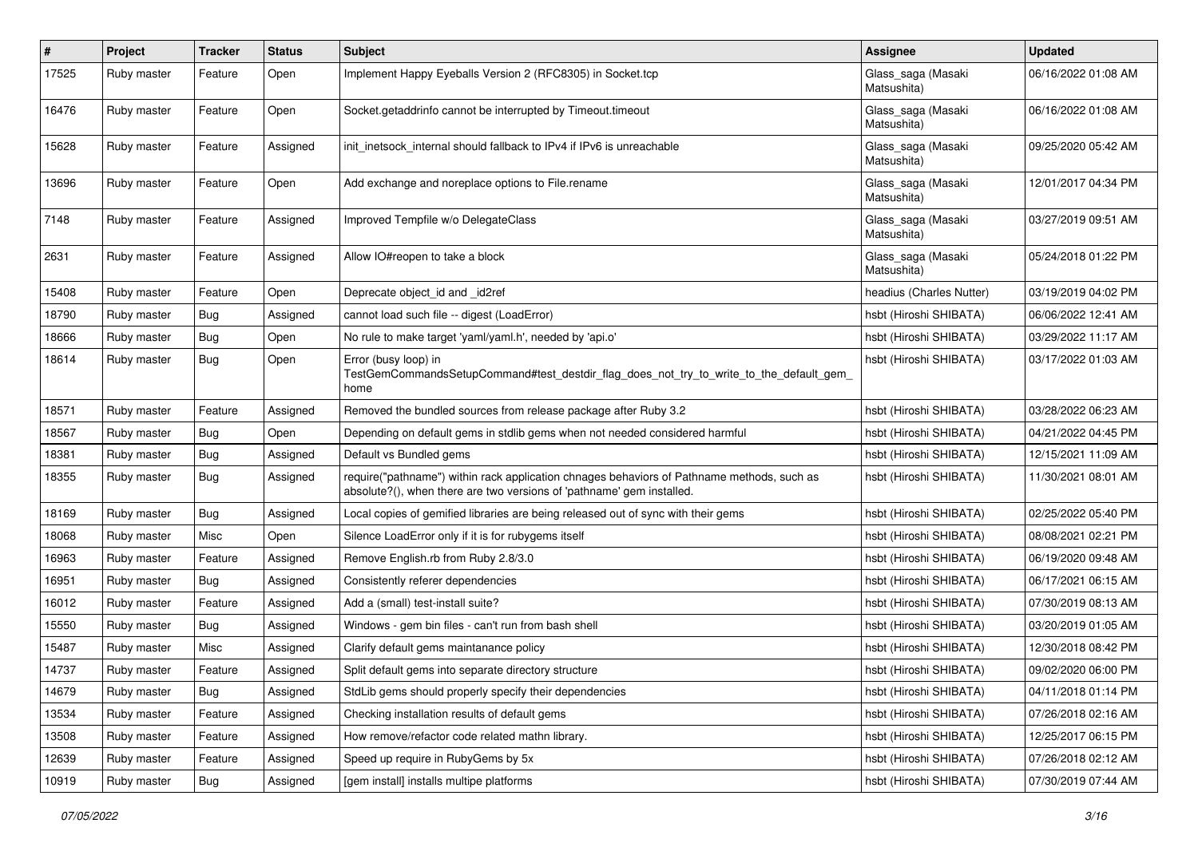| # | Project | Tracker | Status | Subject | Assignee | Updated |
|---|---|---|---|---|---|---|
| 17525 | Ruby master | Feature | Open | Implement Happy Eyeballs Version 2 (RFC8305) in Socket.tcp | Glass_saga (Masaki Matsushita) | 06/16/2022 01:08 AM |
| 16476 | Ruby master | Feature | Open | Socket.getaddrinfo cannot be interrupted by Timeout.timeout | Glass_saga (Masaki Matsushita) | 06/16/2022 01:08 AM |
| 15628 | Ruby master | Feature | Assigned | init_inetsock_internal should fallback to IPv4 if IPv6 is unreachable | Glass_saga (Masaki Matsushita) | 09/25/2020 05:42 AM |
| 13696 | Ruby master | Feature | Open | Add exchange and noreplace options to File.rename | Glass_saga (Masaki Matsushita) | 12/01/2017 04:34 PM |
| 7148 | Ruby master | Feature | Assigned | Improved Tempfile w/o DelegateClass | Glass_saga (Masaki Matsushita) | 03/27/2019 09:51 AM |
| 2631 | Ruby master | Feature | Assigned | Allow IO#reopen to take a block | Glass_saga (Masaki Matsushita) | 05/24/2018 01:22 PM |
| 15408 | Ruby master | Feature | Open | Deprecate object_id and _id2ref | headius (Charles Nutter) | 03/19/2019 04:02 PM |
| 18790 | Ruby master | Bug | Assigned | cannot load such file -- digest (LoadError) | hsbt (Hiroshi SHIBATA) | 06/06/2022 12:41 AM |
| 18666 | Ruby master | Bug | Open | No rule to make target 'yaml/yaml.h', needed by 'api.o' | hsbt (Hiroshi SHIBATA) | 03/29/2022 11:17 AM |
| 18614 | Ruby master | Bug | Open | Error (busy loop) in TestGemCommandsSetupCommand#test_destdir_flag_does_not_try_to_write_to_the_default_gem_home | hsbt (Hiroshi SHIBATA) | 03/17/2022 01:03 AM |
| 18571 | Ruby master | Feature | Assigned | Removed the bundled sources from release package after Ruby 3.2 | hsbt (Hiroshi SHIBATA) | 03/28/2022 06:23 AM |
| 18567 | Ruby master | Bug | Open | Depending on default gems in stdlib gems when not needed considered harmful | hsbt (Hiroshi SHIBATA) | 04/21/2022 04:45 PM |
| 18381 | Ruby master | Bug | Assigned | Default vs Bundled gems | hsbt (Hiroshi SHIBATA) | 12/15/2021 11:09 AM |
| 18355 | Ruby master | Bug | Assigned | require("pathname") within rack application chnages behaviors of Pathname methods, such as absolute?(), when there are two versions of 'pathname' gem installed. | hsbt (Hiroshi SHIBATA) | 11/30/2021 08:01 AM |
| 18169 | Ruby master | Bug | Assigned | Local copies of gemified libraries are being released out of sync with their gems | hsbt (Hiroshi SHIBATA) | 02/25/2022 05:40 PM |
| 18068 | Ruby master | Misc | Open | Silence LoadError only if it is for rubygems itself | hsbt (Hiroshi SHIBATA) | 08/08/2021 02:21 PM |
| 16963 | Ruby master | Feature | Assigned | Remove English.rb from Ruby 2.8/3.0 | hsbt (Hiroshi SHIBATA) | 06/19/2020 09:48 AM |
| 16951 | Ruby master | Bug | Assigned | Consistently referer dependencies | hsbt (Hiroshi SHIBATA) | 06/17/2021 06:15 AM |
| 16012 | Ruby master | Feature | Assigned | Add a (small) test-install suite? | hsbt (Hiroshi SHIBATA) | 07/30/2019 08:13 AM |
| 15550 | Ruby master | Bug | Assigned | Windows - gem bin files - can't run from bash shell | hsbt (Hiroshi SHIBATA) | 03/20/2019 01:05 AM |
| 15487 | Ruby master | Misc | Assigned | Clarify default gems maintanance policy | hsbt (Hiroshi SHIBATA) | 12/30/2018 08:42 PM |
| 14737 | Ruby master | Feature | Assigned | Split default gems into separate directory structure | hsbt (Hiroshi SHIBATA) | 09/02/2020 06:00 PM |
| 14679 | Ruby master | Bug | Assigned | StdLib gems should properly specify their dependencies | hsbt (Hiroshi SHIBATA) | 04/11/2018 01:14 PM |
| 13534 | Ruby master | Feature | Assigned | Checking installation results of default gems | hsbt (Hiroshi SHIBATA) | 07/26/2018 02:16 AM |
| 13508 | Ruby master | Feature | Assigned | How remove/refactor code related mathn library. | hsbt (Hiroshi SHIBATA) | 12/25/2017 06:15 PM |
| 12639 | Ruby master | Feature | Assigned | Speed up require in RubyGems by 5x | hsbt (Hiroshi SHIBATA) | 07/26/2018 02:12 AM |
| 10919 | Ruby master | Bug | Assigned | [gem install] installs multipe platforms | hsbt (Hiroshi SHIBATA) | 07/30/2019 07:44 AM |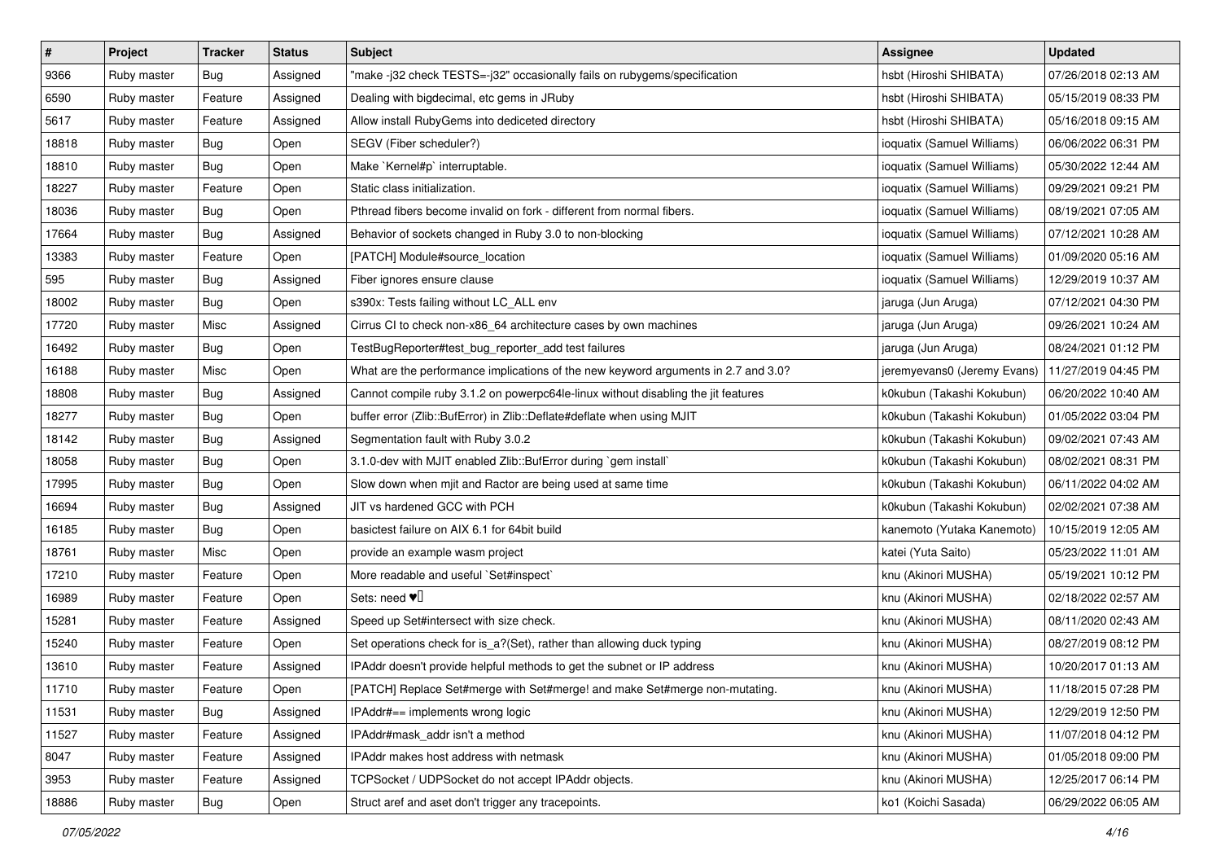| # | Project | Tracker | Status | Subject | Assignee | Updated |
| --- | --- | --- | --- | --- | --- | --- |
| 9366 | Ruby master | Bug | Assigned | "make -j32 check TESTS=-j32" occasionally fails on rubygems/specification | hsbt (Hiroshi SHIBATA) | 07/26/2018 02:13 AM |
| 6590 | Ruby master | Feature | Assigned | Dealing with bigdecimal, etc gems in JRuby | hsbt (Hiroshi SHIBATA) | 05/15/2019 08:33 PM |
| 5617 | Ruby master | Feature | Assigned | Allow install RubyGems into dediceted directory | hsbt (Hiroshi SHIBATA) | 05/16/2018 09:15 AM |
| 18818 | Ruby master | Bug | Open | SEGV (Fiber scheduler?) | ioquatix (Samuel Williams) | 06/06/2022 06:31 PM |
| 18810 | Ruby master | Bug | Open | Make `Kernel#p` interruptable. | ioquatix (Samuel Williams) | 05/30/2022 12:44 AM |
| 18227 | Ruby master | Feature | Open | Static class initialization. | ioquatix (Samuel Williams) | 09/29/2021 09:21 PM |
| 18036 | Ruby master | Bug | Open | Pthread fibers become invalid on fork - different from normal fibers. | ioquatix (Samuel Williams) | 08/19/2021 07:05 AM |
| 17664 | Ruby master | Bug | Assigned | Behavior of sockets changed in Ruby 3.0 to non-blocking | ioquatix (Samuel Williams) | 07/12/2021 10:28 AM |
| 13383 | Ruby master | Feature | Open | [PATCH] Module#source_location | ioquatix (Samuel Williams) | 01/09/2020 05:16 AM |
| 595 | Ruby master | Bug | Assigned | Fiber ignores ensure clause | ioquatix (Samuel Williams) | 12/29/2019 10:37 AM |
| 18002 | Ruby master | Bug | Open | s390x: Tests failing without LC_ALL env | jaruga (Jun Aruga) | 07/12/2021 04:30 PM |
| 17720 | Ruby master | Misc | Assigned | Cirrus CI to check non-x86_64 architecture cases by own machines | jaruga (Jun Aruga) | 09/26/2021 10:24 AM |
| 16492 | Ruby master | Bug | Open | TestBugReporter#test_bug_reporter_add test failures | jaruga (Jun Aruga) | 08/24/2021 01:12 PM |
| 16188 | Ruby master | Misc | Open | What are the performance implications of the new keyword arguments in 2.7 and 3.0? | jeremyevans0 (Jeremy Evans) | 11/27/2019 04:45 PM |
| 18808 | Ruby master | Bug | Assigned | Cannot compile ruby 3.1.2 on powerpc64le-linux without disabling the jit features | k0kubun (Takashi Kokubun) | 06/20/2022 10:40 AM |
| 18277 | Ruby master | Bug | Open | buffer error (Zlib::BufError) in Zlib::Deflate#deflate when using MJIT | k0kubun (Takashi Kokubun) | 01/05/2022 03:04 PM |
| 18142 | Ruby master | Bug | Assigned | Segmentation fault with Ruby 3.0.2 | k0kubun (Takashi Kokubun) | 09/02/2021 07:43 AM |
| 18058 | Ruby master | Bug | Open | 3.1.0-dev with MJIT enabled Zlib::BufError during `gem install` | k0kubun (Takashi Kokubun) | 08/02/2021 08:31 PM |
| 17995 | Ruby master | Bug | Open | Slow down when mjit and Ractor are being used at same time | k0kubun (Takashi Kokubun) | 06/11/2022 04:02 AM |
| 16694 | Ruby master | Bug | Assigned | JIT vs hardened GCC with PCH | k0kubun (Takashi Kokubun) | 02/02/2021 07:38 AM |
| 16185 | Ruby master | Bug | Open | basictest failure on AIX 6.1 for 64bit build | kanemoto (Yutaka Kanemoto) | 10/15/2019 12:05 AM |
| 18761 | Ruby master | Misc | Open | provide an example wasm project | katei (Yuta Saito) | 05/23/2022 11:01 AM |
| 17210 | Ruby master | Feature | Open | More readable and useful `Set#inspect` | knu (Akinori MUSHA) | 05/19/2021 10:12 PM |
| 16989 | Ruby master | Feature | Open | Sets: need ♥️ | knu (Akinori MUSHA) | 02/18/2022 02:57 AM |
| 15281 | Ruby master | Feature | Assigned | Speed up Set#intersect with size check. | knu (Akinori MUSHA) | 08/11/2020 02:43 AM |
| 15240 | Ruby master | Feature | Open | Set operations check for is_a?(Set), rather than allowing duck typing | knu (Akinori MUSHA) | 08/27/2019 08:12 PM |
| 13610 | Ruby master | Feature | Assigned | IPAddr doesn't provide helpful methods to get the subnet or IP address | knu (Akinori MUSHA) | 10/20/2017 01:13 AM |
| 11710 | Ruby master | Feature | Open | [PATCH] Replace Set#merge with Set#merge! and make Set#merge non-mutating. | knu (Akinori MUSHA) | 11/18/2015 07:28 PM |
| 11531 | Ruby master | Bug | Assigned | IPAddr#== implements wrong logic | knu (Akinori MUSHA) | 12/29/2019 12:50 PM |
| 11527 | Ruby master | Feature | Assigned | IPAddr#mask_addr isn't a method | knu (Akinori MUSHA) | 11/07/2018 04:12 PM |
| 8047 | Ruby master | Feature | Assigned | IPAddr makes host address with netmask | knu (Akinori MUSHA) | 01/05/2018 09:00 PM |
| 3953 | Ruby master | Feature | Assigned | TCPSocket / UDPSocket do not accept IPAddr objects. | knu (Akinori MUSHA) | 12/25/2017 06:14 PM |
| 18886 | Ruby master | Bug | Open | Struct aref and aset don't trigger any tracepoints. | ko1 (Koichi Sasada) | 06/29/2022 06:05 AM |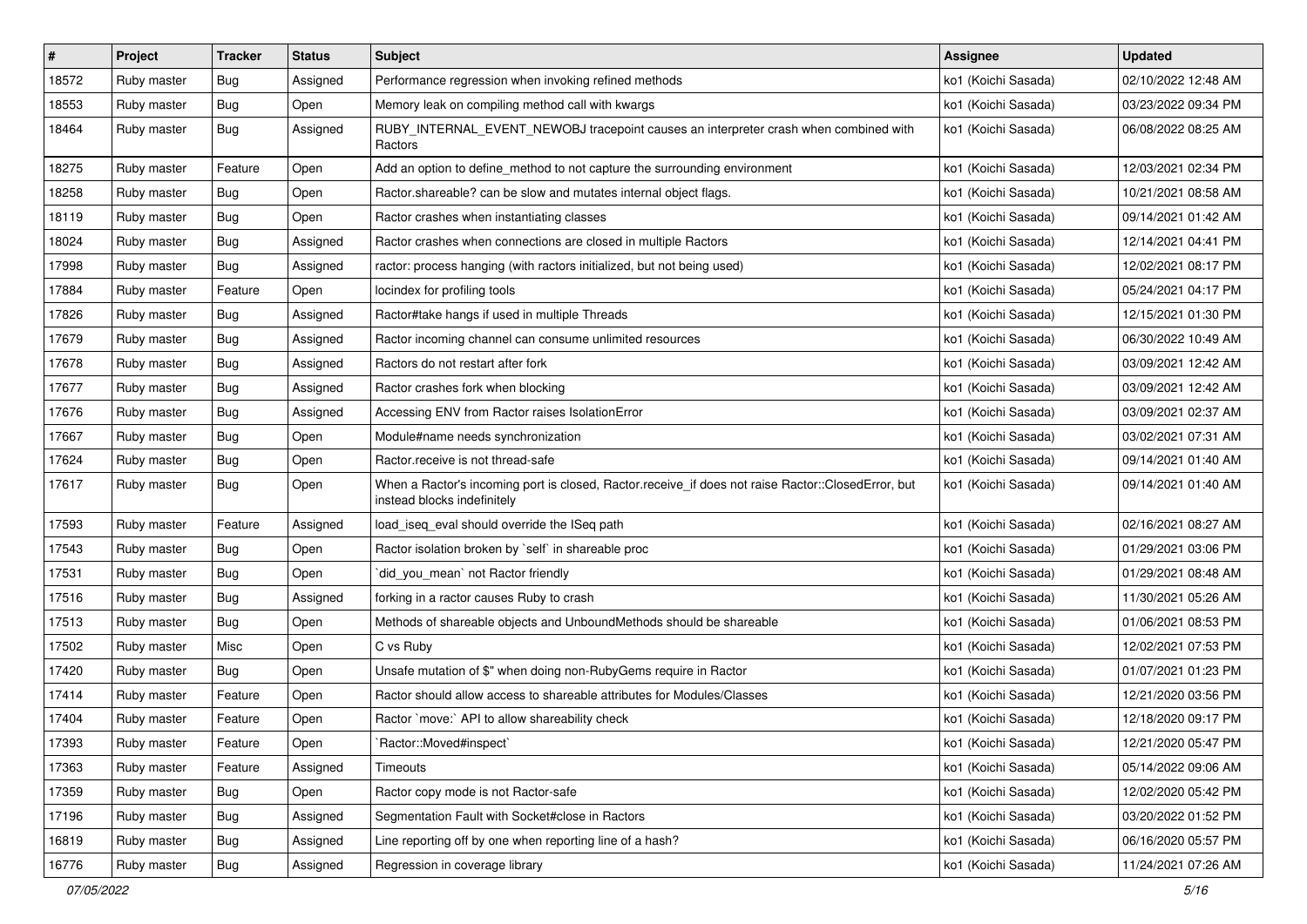| # | Project | Tracker | Status | Subject | Assignee | Updated |
| --- | --- | --- | --- | --- | --- | --- |
| 18572 | Ruby master | Bug | Assigned | Performance regression when invoking refined methods | ko1 (Koichi Sasada) | 02/10/2022 12:48 AM |
| 18553 | Ruby master | Bug | Open | Memory leak on compiling method call with kwargs | ko1 (Koichi Sasada) | 03/23/2022 09:34 PM |
| 18464 | Ruby master | Bug | Assigned | RUBY_INTERNAL_EVENT_NEWOBJ tracepoint causes an interpreter crash when combined with Ractors | ko1 (Koichi Sasada) | 06/08/2022 08:25 AM |
| 18275 | Ruby master | Feature | Open | Add an option to define_method to not capture the surrounding environment | ko1 (Koichi Sasada) | 12/03/2021 02:34 PM |
| 18258 | Ruby master | Bug | Open | Ractor.shareable? can be slow and mutates internal object flags. | ko1 (Koichi Sasada) | 10/21/2021 08:58 AM |
| 18119 | Ruby master | Bug | Open | Ractor crashes when instantiating classes | ko1 (Koichi Sasada) | 09/14/2021 01:42 AM |
| 18024 | Ruby master | Bug | Assigned | Ractor crashes when connections are closed in multiple Ractors | ko1 (Koichi Sasada) | 12/14/2021 04:41 PM |
| 17998 | Ruby master | Bug | Assigned | ractor: process hanging (with ractors initialized, but not being used) | ko1 (Koichi Sasada) | 12/02/2021 08:17 PM |
| 17884 | Ruby master | Feature | Open | locindex for profiling tools | ko1 (Koichi Sasada) | 05/24/2021 04:17 PM |
| 17826 | Ruby master | Bug | Assigned | Ractor#take hangs if used in multiple Threads | ko1 (Koichi Sasada) | 12/15/2021 01:30 PM |
| 17679 | Ruby master | Bug | Assigned | Ractor incoming channel can consume unlimited resources | ko1 (Koichi Sasada) | 06/30/2022 10:49 AM |
| 17678 | Ruby master | Bug | Assigned | Ractors do not restart after fork | ko1 (Koichi Sasada) | 03/09/2021 12:42 AM |
| 17677 | Ruby master | Bug | Assigned | Ractor crashes fork when blocking | ko1 (Koichi Sasada) | 03/09/2021 12:42 AM |
| 17676 | Ruby master | Bug | Assigned | Accessing ENV from Ractor raises IsolationError | ko1 (Koichi Sasada) | 03/09/2021 02:37 AM |
| 17667 | Ruby master | Bug | Open | Module#name needs synchronization | ko1 (Koichi Sasada) | 03/02/2021 07:31 AM |
| 17624 | Ruby master | Bug | Open | Ractor.receive is not thread-safe | ko1 (Koichi Sasada) | 09/14/2021 01:40 AM |
| 17617 | Ruby master | Bug | Open | When a Ractor's incoming port is closed, Ractor.receive_if does not raise Ractor::ClosedError, but instead blocks indefinitely | ko1 (Koichi Sasada) | 09/14/2021 01:40 AM |
| 17593 | Ruby master | Feature | Assigned | load_iseq_eval should override the ISeq path | ko1 (Koichi Sasada) | 02/16/2021 08:27 AM |
| 17543 | Ruby master | Bug | Open | Ractor isolation broken by `self` in shareable proc | ko1 (Koichi Sasada) | 01/29/2021 03:06 PM |
| 17531 | Ruby master | Bug | Open | `did_you_mean` not Ractor friendly | ko1 (Koichi Sasada) | 01/29/2021 08:48 AM |
| 17516 | Ruby master | Bug | Assigned | forking in a ractor causes Ruby to crash | ko1 (Koichi Sasada) | 11/30/2021 05:26 AM |
| 17513 | Ruby master | Bug | Open | Methods of shareable objects and UnboundMethods should be shareable | ko1 (Koichi Sasada) | 01/06/2021 08:53 PM |
| 17502 | Ruby master | Misc | Open | C vs Ruby | ko1 (Koichi Sasada) | 12/02/2021 07:53 PM |
| 17420 | Ruby master | Bug | Open | Unsafe mutation of $" when doing non-RubyGems require in Ractor | ko1 (Koichi Sasada) | 01/07/2021 01:23 PM |
| 17414 | Ruby master | Feature | Open | Ractor should allow access to shareable attributes for Modules/Classes | ko1 (Koichi Sasada) | 12/21/2020 03:56 PM |
| 17404 | Ruby master | Feature | Open | Ractor `move:` API to allow shareability check | ko1 (Koichi Sasada) | 12/18/2020 09:17 PM |
| 17393 | Ruby master | Feature | Open | `Ractor::Moved#inspect` | ko1 (Koichi Sasada) | 12/21/2020 05:47 PM |
| 17363 | Ruby master | Feature | Assigned | Timeouts | ko1 (Koichi Sasada) | 05/14/2022 09:06 AM |
| 17359 | Ruby master | Bug | Open | Ractor copy mode is not Ractor-safe | ko1 (Koichi Sasada) | 12/02/2020 05:42 PM |
| 17196 | Ruby master | Bug | Assigned | Segmentation Fault with Socket#close in Ractors | ko1 (Koichi Sasada) | 03/20/2022 01:52 PM |
| 16819 | Ruby master | Bug | Assigned | Line reporting off by one when reporting line of a hash? | ko1 (Koichi Sasada) | 06/16/2020 05:57 PM |
| 16776 | Ruby master | Bug | Assigned | Regression in coverage library | ko1 (Koichi Sasada) | 11/24/2021 07:26 AM |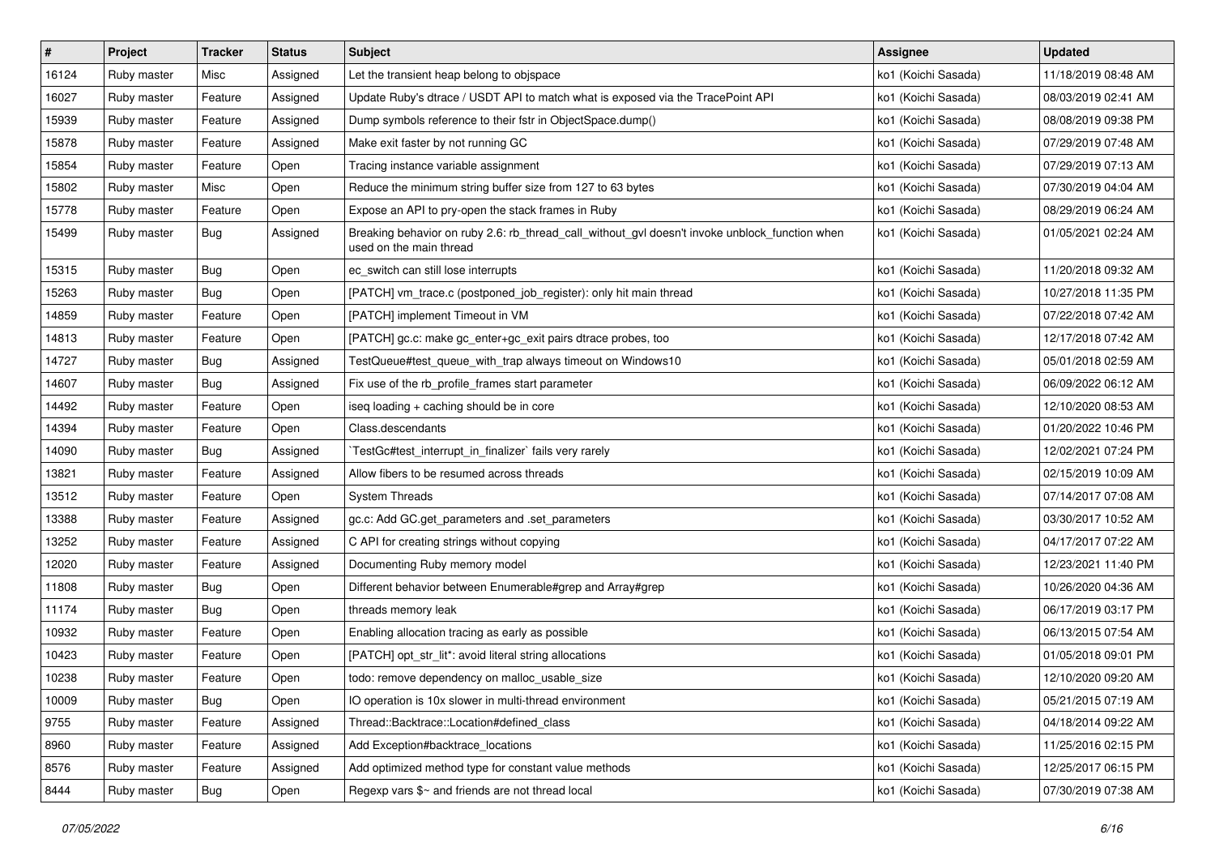| # | Project | Tracker | Status | Subject | Assignee | Updated |
|---|---|---|---|---|---|---|
| 16124 | Ruby master | Misc | Assigned | Let the transient heap belong to objspace | ko1 (Koichi Sasada) | 11/18/2019 08:48 AM |
| 16027 | Ruby master | Feature | Assigned | Update Ruby's dtrace / USDT API to match what is exposed via the TracePoint API | ko1 (Koichi Sasada) | 08/03/2019 02:41 AM |
| 15939 | Ruby master | Feature | Assigned | Dump symbols reference to their fstr in ObjectSpace.dump() | ko1 (Koichi Sasada) | 08/08/2019 09:38 PM |
| 15878 | Ruby master | Feature | Assigned | Make exit faster by not running GC | ko1 (Koichi Sasada) | 07/29/2019 07:48 AM |
| 15854 | Ruby master | Feature | Open | Tracing instance variable assignment | ko1 (Koichi Sasada) | 07/29/2019 07:13 AM |
| 15802 | Ruby master | Misc | Open | Reduce the minimum string buffer size from 127 to 63 bytes | ko1 (Koichi Sasada) | 07/30/2019 04:04 AM |
| 15778 | Ruby master | Feature | Open | Expose an API to pry-open the stack frames in Ruby | ko1 (Koichi Sasada) | 08/29/2019 06:24 AM |
| 15499 | Ruby master | Bug | Assigned | Breaking behavior on ruby 2.6: rb_thread_call_without_gvl doesn't invoke unblock_function when used on the main thread | ko1 (Koichi Sasada) | 01/05/2021 02:24 AM |
| 15315 | Ruby master | Bug | Open | ec_switch can still lose interrupts | ko1 (Koichi Sasada) | 11/20/2018 09:32 AM |
| 15263 | Ruby master | Bug | Open | [PATCH] vm_trace.c (postponed_job_register): only hit main thread | ko1 (Koichi Sasada) | 10/27/2018 11:35 PM |
| 14859 | Ruby master | Feature | Open | [PATCH] implement Timeout in VM | ko1 (Koichi Sasada) | 07/22/2018 07:42 AM |
| 14813 | Ruby master | Feature | Open | [PATCH] gc.c: make gc_enter+gc_exit pairs dtrace probes, too | ko1 (Koichi Sasada) | 12/17/2018 07:42 AM |
| 14727 | Ruby master | Bug | Assigned | TestQueue#test_queue_with_trap always timeout on Windows10 | ko1 (Koichi Sasada) | 05/01/2018 02:59 AM |
| 14607 | Ruby master | Bug | Assigned | Fix use of the rb_profile_frames start parameter | ko1 (Koichi Sasada) | 06/09/2022 06:12 AM |
| 14492 | Ruby master | Feature | Open | iseq loading + caching should be in core | ko1 (Koichi Sasada) | 12/10/2020 08:53 AM |
| 14394 | Ruby master | Feature | Open | Class.descendants | ko1 (Koichi Sasada) | 01/20/2022 10:46 PM |
| 14090 | Ruby master | Bug | Assigned | `TestGc#test_interrupt_in_finalizer` fails very rarely | ko1 (Koichi Sasada) | 12/02/2021 07:24 PM |
| 13821 | Ruby master | Feature | Assigned | Allow fibers to be resumed across threads | ko1 (Koichi Sasada) | 02/15/2019 10:09 AM |
| 13512 | Ruby master | Feature | Open | System Threads | ko1 (Koichi Sasada) | 07/14/2017 07:08 AM |
| 13388 | Ruby master | Feature | Assigned | gc.c: Add GC.get_parameters and .set_parameters | ko1 (Koichi Sasada) | 03/30/2017 10:52 AM |
| 13252 | Ruby master | Feature | Assigned | C API for creating strings without copying | ko1 (Koichi Sasada) | 04/17/2017 07:22 AM |
| 12020 | Ruby master | Feature | Assigned | Documenting Ruby memory model | ko1 (Koichi Sasada) | 12/23/2021 11:40 PM |
| 11808 | Ruby master | Bug | Open | Different behavior between Enumerable#grep and Array#grep | ko1 (Koichi Sasada) | 10/26/2020 04:36 AM |
| 11174 | Ruby master | Bug | Open | threads memory leak | ko1 (Koichi Sasada) | 06/17/2019 03:17 PM |
| 10932 | Ruby master | Feature | Open | Enabling allocation tracing as early as possible | ko1 (Koichi Sasada) | 06/13/2015 07:54 AM |
| 10423 | Ruby master | Feature | Open | [PATCH] opt_str_lit*: avoid literal string allocations | ko1 (Koichi Sasada) | 01/05/2018 09:01 PM |
| 10238 | Ruby master | Feature | Open | todo: remove dependency on malloc_usable_size | ko1 (Koichi Sasada) | 12/10/2020 09:20 AM |
| 10009 | Ruby master | Bug | Open | IO operation is 10x slower in multi-thread environment | ko1 (Koichi Sasada) | 05/21/2015 07:19 AM |
| 9755 | Ruby master | Feature | Assigned | Thread::Backtrace::Location#defined_class | ko1 (Koichi Sasada) | 04/18/2014 09:22 AM |
| 8960 | Ruby master | Feature | Assigned | Add Exception#backtrace_locations | ko1 (Koichi Sasada) | 11/25/2016 02:15 PM |
| 8576 | Ruby master | Feature | Assigned | Add optimized method type for constant value methods | ko1 (Koichi Sasada) | 12/25/2017 06:15 PM |
| 8444 | Ruby master | Bug | Open | Regexp vars $~ and friends are not thread local | ko1 (Koichi Sasada) | 07/30/2019 07:38 AM |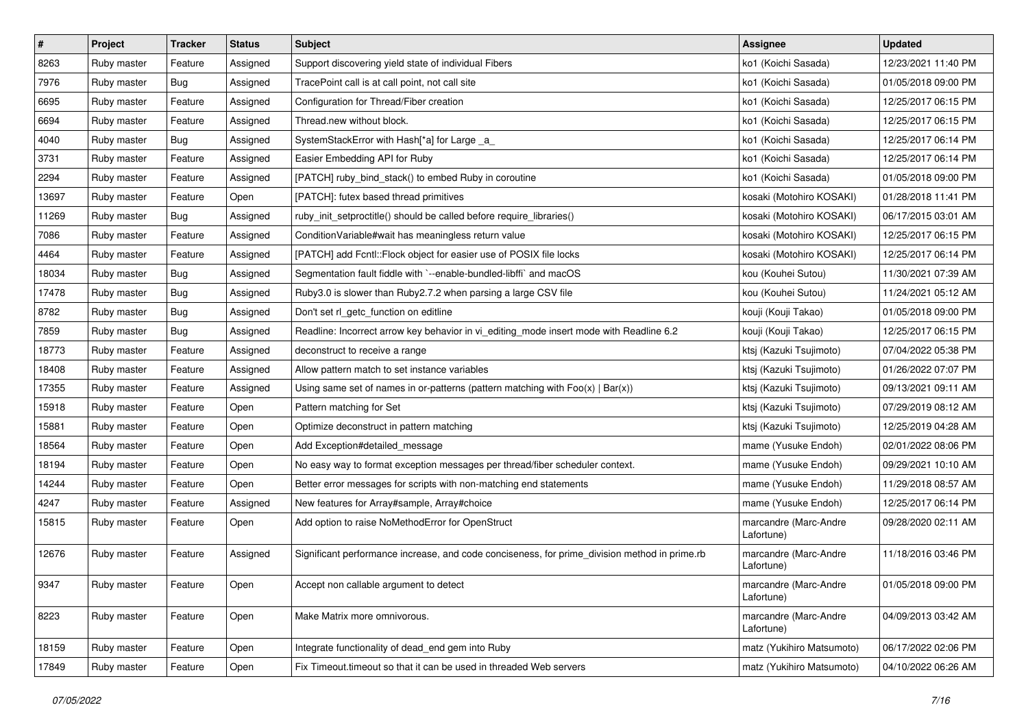| # | Project | Tracker | Status | Subject | Assignee | Updated |
|---|---|---|---|---|---|---|
| 8263 | Ruby master | Feature | Assigned | Support discovering yield state of individual Fibers | ko1 (Koichi Sasada) | 12/23/2021 11:40 PM |
| 7976 | Ruby master | Bug | Assigned | TracePoint call is at call point, not call site | ko1 (Koichi Sasada) | 01/05/2018 09:00 PM |
| 6695 | Ruby master | Feature | Assigned | Configuration for Thread/Fiber creation | ko1 (Koichi Sasada) | 12/25/2017 06:15 PM |
| 6694 | Ruby master | Feature | Assigned | Thread.new without block. | ko1 (Koichi Sasada) | 12/25/2017 06:15 PM |
| 4040 | Ruby master | Bug | Assigned | SystemStackError with Hash[*a] for Large _a_ | ko1 (Koichi Sasada) | 12/25/2017 06:14 PM |
| 3731 | Ruby master | Feature | Assigned | Easier Embedding API for Ruby | ko1 (Koichi Sasada) | 12/25/2017 06:14 PM |
| 2294 | Ruby master | Feature | Assigned | [PATCH] ruby_bind_stack() to embed Ruby in coroutine | ko1 (Koichi Sasada) | 01/05/2018 09:00 PM |
| 13697 | Ruby master | Feature | Open | [PATCH]: futex based thread primitives | kosaki (Motohiro KOSAKI) | 01/28/2018 11:41 PM |
| 11269 | Ruby master | Bug | Assigned | ruby_init_setproctitle() should be called before require_libraries() | kosaki (Motohiro KOSAKI) | 06/17/2015 03:01 AM |
| 7086 | Ruby master | Feature | Assigned | ConditionVariable#wait has meaningless return value | kosaki (Motohiro KOSAKI) | 12/25/2017 06:15 PM |
| 4464 | Ruby master | Feature | Assigned | [PATCH] add Fcntl::Flock object for easier use of POSIX file locks | kosaki (Motohiro KOSAKI) | 12/25/2017 06:14 PM |
| 18034 | Ruby master | Bug | Assigned | Segmentation fault fiddle with `--enable-bundled-libffi` and macOS | kou (Kouhei Sutou) | 11/30/2021 07:39 AM |
| 17478 | Ruby master | Bug | Assigned | Ruby3.0 is slower than Ruby2.7.2 when parsing a large CSV file | kou (Kouhei Sutou) | 11/24/2021 05:12 AM |
| 8782 | Ruby master | Bug | Assigned | Don't set rl_getc_function on editline | kouji (Kouji Takao) | 01/05/2018 09:00 PM |
| 7859 | Ruby master | Bug | Assigned | Readline: Incorrect arrow key behavior in vi_editing_mode insert mode with Readline 6.2 | kouji (Kouji Takao) | 12/25/2017 06:15 PM |
| 18773 | Ruby master | Feature | Assigned | deconstruct to receive a range | ktsj (Kazuki Tsujimoto) | 07/04/2022 05:38 PM |
| 18408 | Ruby master | Feature | Assigned | Allow pattern match to set instance variables | ktsj (Kazuki Tsujimoto) | 01/26/2022 07:07 PM |
| 17355 | Ruby master | Feature | Assigned | Using same set of names in or-patterns (pattern matching with Foo(x) \| Bar(x)) | ktsj (Kazuki Tsujimoto) | 09/13/2021 09:11 AM |
| 15918 | Ruby master | Feature | Open | Pattern matching for Set | ktsj (Kazuki Tsujimoto) | 07/29/2019 08:12 AM |
| 15881 | Ruby master | Feature | Open | Optimize deconstruct in pattern matching | ktsj (Kazuki Tsujimoto) | 12/25/2019 04:28 AM |
| 18564 | Ruby master | Feature | Open | Add Exception#detailed_message | mame (Yusuke Endoh) | 02/01/2022 08:06 PM |
| 18194 | Ruby master | Feature | Open | No easy way to format exception messages per thread/fiber scheduler context. | mame (Yusuke Endoh) | 09/29/2021 10:10 AM |
| 14244 | Ruby master | Feature | Open | Better error messages for scripts with non-matching end statements | mame (Yusuke Endoh) | 11/29/2018 08:57 AM |
| 4247 | Ruby master | Feature | Assigned | New features for Array#sample, Array#choice | mame (Yusuke Endoh) | 12/25/2017 06:14 PM |
| 15815 | Ruby master | Feature | Open | Add option to raise NoMethodError for OpenStruct | marcandre (Marc-Andre Lafortune) | 09/28/2020 02:11 AM |
| 12676 | Ruby master | Feature | Assigned | Significant performance increase, and code conciseness, for prime_division method in prime.rb | marcandre (Marc-Andre Lafortune) | 11/18/2016 03:46 PM |
| 9347 | Ruby master | Feature | Open | Accept non callable argument to detect | marcandre (Marc-Andre Lafortune) | 01/05/2018 09:00 PM |
| 8223 | Ruby master | Feature | Open | Make Matrix more omnivorous. | marcandre (Marc-Andre Lafortune) | 04/09/2013 03:42 AM |
| 18159 | Ruby master | Feature | Open | Integrate functionality of dead_end gem into Ruby | matz (Yukihiro Matsumoto) | 06/17/2022 02:06 PM |
| 17849 | Ruby master | Feature | Open | Fix Timeout.timeout so that it can be used in threaded Web servers | matz (Yukihiro Matsumoto) | 04/10/2022 06:26 AM |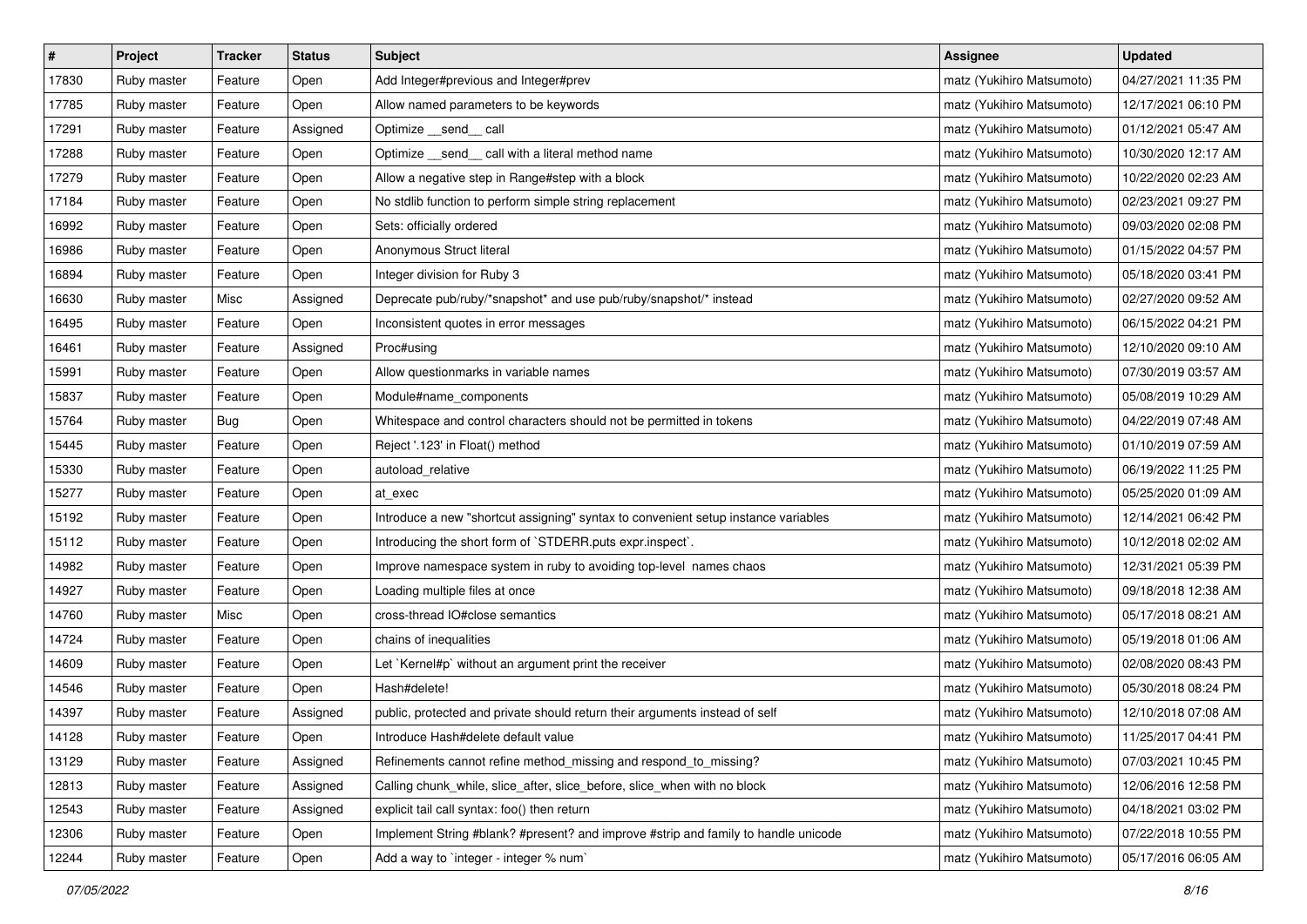| # | Project | Tracker | Status | Subject | Assignee | Updated |
|---|---|---|---|---|---|---|
| 17830 | Ruby master | Feature | Open | Add Integer#previous and Integer#prev | matz (Yukihiro Matsumoto) | 04/27/2021 11:35 PM |
| 17785 | Ruby master | Feature | Open | Allow named parameters to be keywords | matz (Yukihiro Matsumoto) | 12/17/2021 06:10 PM |
| 17291 | Ruby master | Feature | Assigned | Optimize __send__ call | matz (Yukihiro Matsumoto) | 01/12/2021 05:47 AM |
| 17288 | Ruby master | Feature | Open | Optimize __send__ call with a literal method name | matz (Yukihiro Matsumoto) | 10/30/2020 12:17 AM |
| 17279 | Ruby master | Feature | Open | Allow a negative step in Range#step with a block | matz (Yukihiro Matsumoto) | 10/22/2020 02:23 AM |
| 17184 | Ruby master | Feature | Open | No stdlib function to perform simple string replacement | matz (Yukihiro Matsumoto) | 02/23/2021 09:27 PM |
| 16992 | Ruby master | Feature | Open | Sets: officially ordered | matz (Yukihiro Matsumoto) | 09/03/2020 02:08 PM |
| 16986 | Ruby master | Feature | Open | Anonymous Struct literal | matz (Yukihiro Matsumoto) | 01/15/2022 04:57 PM |
| 16894 | Ruby master | Feature | Open | Integer division for Ruby 3 | matz (Yukihiro Matsumoto) | 05/18/2020 03:41 PM |
| 16630 | Ruby master | Misc | Assigned | Deprecate pub/ruby/*snapshot* and use pub/ruby/snapshot/* instead | matz (Yukihiro Matsumoto) | 02/27/2020 09:52 AM |
| 16495 | Ruby master | Feature | Open | Inconsistent quotes in error messages | matz (Yukihiro Matsumoto) | 06/15/2022 04:21 PM |
| 16461 | Ruby master | Feature | Assigned | Proc#using | matz (Yukihiro Matsumoto) | 12/10/2020 09:10 AM |
| 15991 | Ruby master | Feature | Open | Allow questionmarks in variable names | matz (Yukihiro Matsumoto) | 07/30/2019 03:57 AM |
| 15837 | Ruby master | Feature | Open | Module#name_components | matz (Yukihiro Matsumoto) | 05/08/2019 10:29 AM |
| 15764 | Ruby master | Bug | Open | Whitespace and control characters should not be permitted in tokens | matz (Yukihiro Matsumoto) | 04/22/2019 07:48 AM |
| 15445 | Ruby master | Feature | Open | Reject '.123' in Float() method | matz (Yukihiro Matsumoto) | 01/10/2019 07:59 AM |
| 15330 | Ruby master | Feature | Open | autoload_relative | matz (Yukihiro Matsumoto) | 06/19/2022 11:25 PM |
| 15277 | Ruby master | Feature | Open | at_exec | matz (Yukihiro Matsumoto) | 05/25/2020 01:09 AM |
| 15192 | Ruby master | Feature | Open | Introduce a new "shortcut assigning" syntax to convenient setup instance variables | matz (Yukihiro Matsumoto) | 12/14/2021 06:42 PM |
| 15112 | Ruby master | Feature | Open | Introducing the short form of `STDERR.puts expr.inspect`. | matz (Yukihiro Matsumoto) | 10/12/2018 02:02 AM |
| 14982 | Ruby master | Feature | Open | Improve namespace system in ruby to avoiding top-level names chaos | matz (Yukihiro Matsumoto) | 12/31/2021 05:39 PM |
| 14927 | Ruby master | Feature | Open | Loading multiple files at once | matz (Yukihiro Matsumoto) | 09/18/2018 12:38 AM |
| 14760 | Ruby master | Misc | Open | cross-thread IO#close semantics | matz (Yukihiro Matsumoto) | 05/17/2018 08:21 AM |
| 14724 | Ruby master | Feature | Open | chains of inequalities | matz (Yukihiro Matsumoto) | 05/19/2018 01:06 AM |
| 14609 | Ruby master | Feature | Open | Let `Kernel#p` without an argument print the receiver | matz (Yukihiro Matsumoto) | 02/08/2020 08:43 PM |
| 14546 | Ruby master | Feature | Open | Hash#delete! | matz (Yukihiro Matsumoto) | 05/30/2018 08:24 PM |
| 14397 | Ruby master | Feature | Assigned | public, protected and private should return their arguments instead of self | matz (Yukihiro Matsumoto) | 12/10/2018 07:08 AM |
| 14128 | Ruby master | Feature | Open | Introduce Hash#delete default value | matz (Yukihiro Matsumoto) | 11/25/2017 04:41 PM |
| 13129 | Ruby master | Feature | Assigned | Refinements cannot refine method_missing and respond_to_missing? | matz (Yukihiro Matsumoto) | 07/03/2021 10:45 PM |
| 12813 | Ruby master | Feature | Assigned | Calling chunk_while, slice_after, slice_before, slice_when with no block | matz (Yukihiro Matsumoto) | 12/06/2016 12:58 PM |
| 12543 | Ruby master | Feature | Assigned | explicit tail call syntax: foo() then return | matz (Yukihiro Matsumoto) | 04/18/2021 03:02 PM |
| 12306 | Ruby master | Feature | Open | Implement String #blank? #present? and improve #strip and family to handle unicode | matz (Yukihiro Matsumoto) | 07/22/2018 10:55 PM |
| 12244 | Ruby master | Feature | Open | Add a way to `integer - integer % num` | matz (Yukihiro Matsumoto) | 05/17/2016 06:05 AM |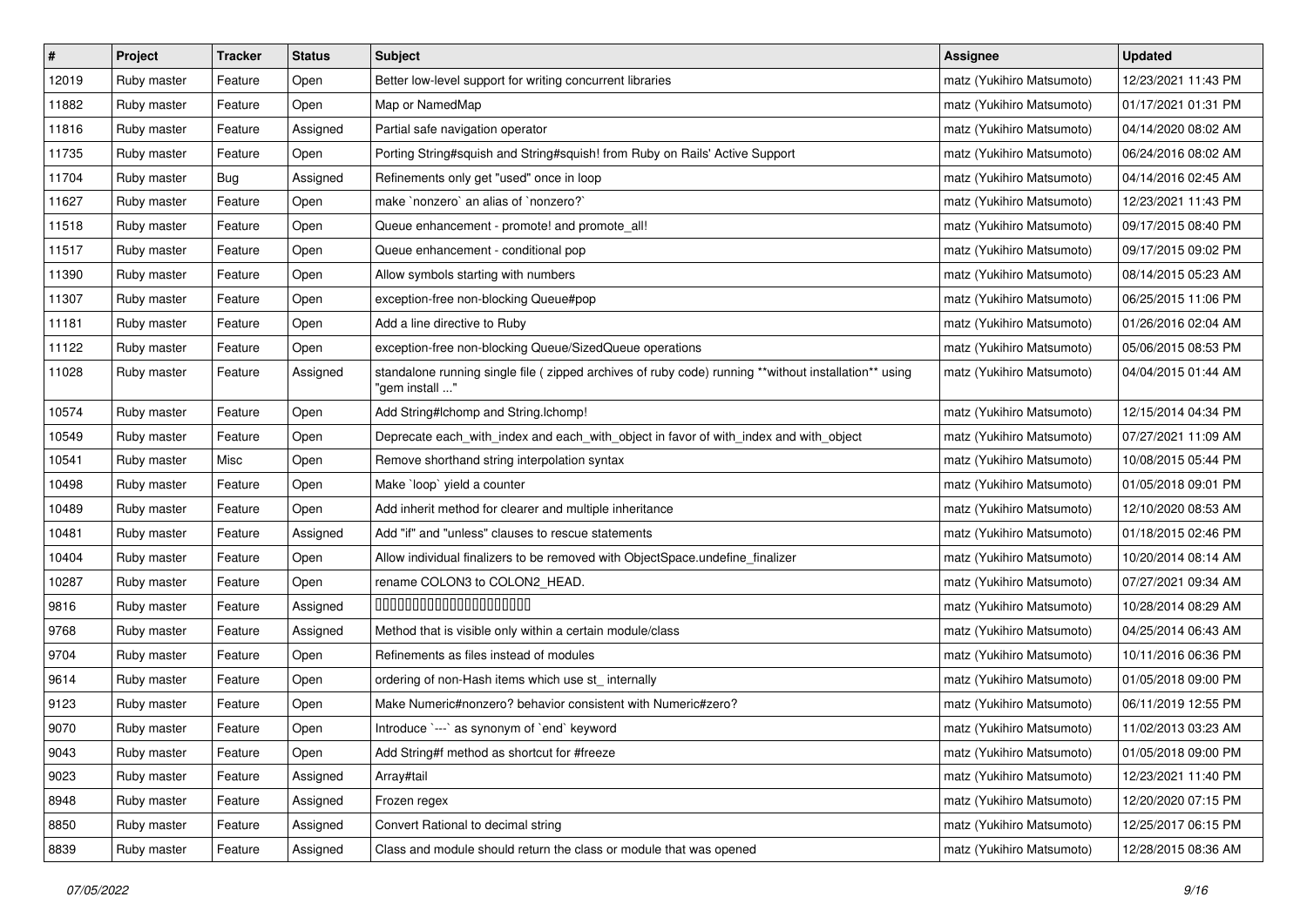| # | Project | Tracker | Status | Subject | Assignee | Updated |
| --- | --- | --- | --- | --- | --- | --- |
| 12019 | Ruby master | Feature | Open | Better low-level support for writing concurrent libraries | matz (Yukihiro Matsumoto) | 12/23/2021 11:43 PM |
| 11882 | Ruby master | Feature | Open | Map or NamedMap | matz (Yukihiro Matsumoto) | 01/17/2021 01:31 PM |
| 11816 | Ruby master | Feature | Assigned | Partial safe navigation operator | matz (Yukihiro Matsumoto) | 04/14/2020 08:02 AM |
| 11735 | Ruby master | Feature | Open | Porting String#squish and String#squish! from Ruby on Rails' Active Support | matz (Yukihiro Matsumoto) | 06/24/2016 08:02 AM |
| 11704 | Ruby master | Bug | Assigned | Refinements only get "used" once in loop | matz (Yukihiro Matsumoto) | 04/14/2016 02:45 AM |
| 11627 | Ruby master | Feature | Open | make `nonzero` an alias of `nonzero?` | matz (Yukihiro Matsumoto) | 12/23/2021 11:43 PM |
| 11518 | Ruby master | Feature | Open | Queue enhancement - promote! and promote_all! | matz (Yukihiro Matsumoto) | 09/17/2015 08:40 PM |
| 11517 | Ruby master | Feature | Open | Queue enhancement - conditional pop | matz (Yukihiro Matsumoto) | 09/17/2015 09:02 PM |
| 11390 | Ruby master | Feature | Open | Allow symbols starting with numbers | matz (Yukihiro Matsumoto) | 08/14/2015 05:23 AM |
| 11307 | Ruby master | Feature | Open | exception-free non-blocking Queue#pop | matz (Yukihiro Matsumoto) | 06/25/2015 11:06 PM |
| 11181 | Ruby master | Feature | Open | Add a line directive to Ruby | matz (Yukihiro Matsumoto) | 01/26/2016 02:04 AM |
| 11122 | Ruby master | Feature | Open | exception-free non-blocking Queue/SizedQueue operations | matz (Yukihiro Matsumoto) | 05/06/2015 08:53 PM |
| 11028 | Ruby master | Feature | Assigned | standalone running single file ( zipped archives of ruby code) running **without installation** using "gem install ..." | matz (Yukihiro Matsumoto) | 04/04/2015 01:44 AM |
| 10574 | Ruby master | Feature | Open | Add String#lchomp and String.lchomp! | matz (Yukihiro Matsumoto) | 12/15/2014 04:34 PM |
| 10549 | Ruby master | Feature | Open | Deprecate each_with_index and each_with_object in favor of with_index and with_object | matz (Yukihiro Matsumoto) | 07/27/2021 11:09 AM |
| 10541 | Ruby master | Misc | Open | Remove shorthand string interpolation syntax | matz (Yukihiro Matsumoto) | 10/08/2015 05:44 PM |
| 10498 | Ruby master | Feature | Open | Make `loop` yield a counter | matz (Yukihiro Matsumoto) | 01/05/2018 09:01 PM |
| 10489 | Ruby master | Feature | Open | Add inherit method for clearer and multiple inheritance | matz (Yukihiro Matsumoto) | 12/10/2020 08:53 AM |
| 10481 | Ruby master | Feature | Assigned | Add "if" and "unless" clauses to rescue statements | matz (Yukihiro Matsumoto) | 01/18/2015 02:46 PM |
| 10404 | Ruby master | Feature | Open | Allow individual finalizers to be removed with ObjectSpace.undefine_finalizer | matz (Yukihiro Matsumoto) | 10/20/2014 08:14 AM |
| 10287 | Ruby master | Feature | Open | rename COLON3 to COLON2_HEAD. | matz (Yukihiro Matsumoto) | 07/27/2021 09:34 AM |
| 9816 | Ruby master | Feature | Assigned | 00000000000000000000000 | matz (Yukihiro Matsumoto) | 10/28/2014 08:29 AM |
| 9768 | Ruby master | Feature | Assigned | Method that is visible only within a certain module/class | matz (Yukihiro Matsumoto) | 04/25/2014 06:43 AM |
| 9704 | Ruby master | Feature | Open | Refinements as files instead of modules | matz (Yukihiro Matsumoto) | 10/11/2016 06:36 PM |
| 9614 | Ruby master | Feature | Open | ordering of non-Hash items which use st_ internally | matz (Yukihiro Matsumoto) | 01/05/2018 09:00 PM |
| 9123 | Ruby master | Feature | Open | Make Numeric#nonzero? behavior consistent with Numeric#zero? | matz (Yukihiro Matsumoto) | 06/11/2019 12:55 PM |
| 9070 | Ruby master | Feature | Open | Introduce `---` as synonym of `end` keyword | matz (Yukihiro Matsumoto) | 11/02/2013 03:23 AM |
| 9043 | Ruby master | Feature | Open | Add String#f method as shortcut for #freeze | matz (Yukihiro Matsumoto) | 01/05/2018 09:00 PM |
| 9023 | Ruby master | Feature | Assigned | Array#tail | matz (Yukihiro Matsumoto) | 12/23/2021 11:40 PM |
| 8948 | Ruby master | Feature | Assigned | Frozen regex | matz (Yukihiro Matsumoto) | 12/20/2020 07:15 PM |
| 8850 | Ruby master | Feature | Assigned | Convert Rational to decimal string | matz (Yukihiro Matsumoto) | 12/25/2017 06:15 PM |
| 8839 | Ruby master | Feature | Assigned | Class and module should return the class or module that was opened | matz (Yukihiro Matsumoto) | 12/28/2015 08:36 AM |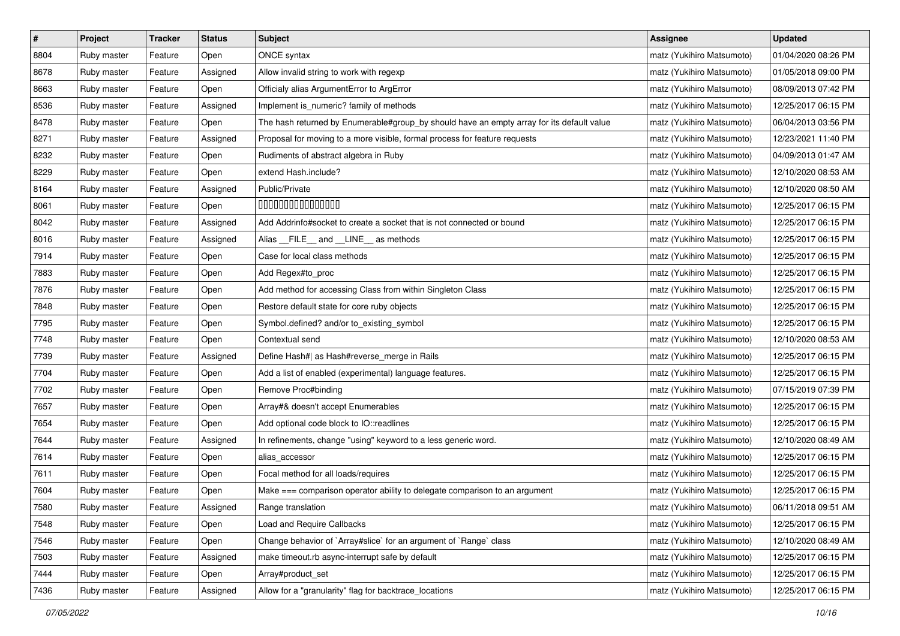| # | Project | Tracker | Status | Subject | Assignee | Updated |
|---|---|---|---|---|---|---|
| 8804 | Ruby master | Feature | Open | ONCE syntax | matz (Yukihiro Matsumoto) | 01/04/2020 08:26 PM |
| 8678 | Ruby master | Feature | Assigned | Allow invalid string to work with regexp | matz (Yukihiro Matsumoto) | 01/05/2018 09:00 PM |
| 8663 | Ruby master | Feature | Open | Officialy alias ArgumentError to ArgError | matz (Yukihiro Matsumoto) | 08/09/2013 07:42 PM |
| 8536 | Ruby master | Feature | Assigned | Implement is_numeric? family of methods | matz (Yukihiro Matsumoto) | 12/25/2017 06:15 PM |
| 8478 | Ruby master | Feature | Open | The hash returned by Enumerable#group_by should have an empty array for its default value | matz (Yukihiro Matsumoto) | 06/04/2013 03:56 PM |
| 8271 | Ruby master | Feature | Assigned | Proposal for moving to a more visible, formal process for feature requests | matz (Yukihiro Matsumoto) | 12/23/2021 11:40 PM |
| 8232 | Ruby master | Feature | Open | Rudiments of abstract algebra in Ruby | matz (Yukihiro Matsumoto) | 04/09/2013 01:47 AM |
| 8229 | Ruby master | Feature | Open | extend Hash.include? | matz (Yukihiro Matsumoto) | 12/10/2020 08:53 AM |
| 8164 | Ruby master | Feature | Assigned | Public/Private | matz (Yukihiro Matsumoto) | 12/10/2020 08:50 AM |
| 8061 | Ruby master | Feature | Open | 0000000000000000 | matz (Yukihiro Matsumoto) | 12/25/2017 06:15 PM |
| 8042 | Ruby master | Feature | Assigned | Add Addrinfo#socket to create a socket that is not connected or bound | matz (Yukihiro Matsumoto) | 12/25/2017 06:15 PM |
| 8016 | Ruby master | Feature | Assigned | Alias __FILE__ and __LINE__ as methods | matz (Yukihiro Matsumoto) | 12/25/2017 06:15 PM |
| 7914 | Ruby master | Feature | Open | Case for local class methods | matz (Yukihiro Matsumoto) | 12/25/2017 06:15 PM |
| 7883 | Ruby master | Feature | Open | Add Regex#to_proc | matz (Yukihiro Matsumoto) | 12/25/2017 06:15 PM |
| 7876 | Ruby master | Feature | Open | Add method for accessing Class from within Singleton Class | matz (Yukihiro Matsumoto) | 12/25/2017 06:15 PM |
| 7848 | Ruby master | Feature | Open | Restore default state for core ruby objects | matz (Yukihiro Matsumoto) | 12/25/2017 06:15 PM |
| 7795 | Ruby master | Feature | Open | Symbol.defined? and/or to_existing_symbol | matz (Yukihiro Matsumoto) | 12/25/2017 06:15 PM |
| 7748 | Ruby master | Feature | Open | Contextual send | matz (Yukihiro Matsumoto) | 12/10/2020 08:53 AM |
| 7739 | Ruby master | Feature | Assigned | Define Hash#\| as Hash#reverse_merge in Rails | matz (Yukihiro Matsumoto) | 12/25/2017 06:15 PM |
| 7704 | Ruby master | Feature | Open | Add a list of enabled (experimental) language features. | matz (Yukihiro Matsumoto) | 12/25/2017 06:15 PM |
| 7702 | Ruby master | Feature | Open | Remove Proc#binding | matz (Yukihiro Matsumoto) | 07/15/2019 07:39 PM |
| 7657 | Ruby master | Feature | Open | Array#& doesn't accept Enumerables | matz (Yukihiro Matsumoto) | 12/25/2017 06:15 PM |
| 7654 | Ruby master | Feature | Open | Add optional code block to IO::readlines | matz (Yukihiro Matsumoto) | 12/25/2017 06:15 PM |
| 7644 | Ruby master | Feature | Assigned | In refinements, change "using" keyword to a less generic word. | matz (Yukihiro Matsumoto) | 12/10/2020 08:49 AM |
| 7614 | Ruby master | Feature | Open | alias_accessor | matz (Yukihiro Matsumoto) | 12/25/2017 06:15 PM |
| 7611 | Ruby master | Feature | Open | Focal method for all loads/requires | matz (Yukihiro Matsumoto) | 12/25/2017 06:15 PM |
| 7604 | Ruby master | Feature | Open | Make === comparison operator ability to delegate comparison to an argument | matz (Yukihiro Matsumoto) | 12/25/2017 06:15 PM |
| 7580 | Ruby master | Feature | Assigned | Range translation | matz (Yukihiro Matsumoto) | 06/11/2018 09:51 AM |
| 7548 | Ruby master | Feature | Open | Load and Require Callbacks | matz (Yukihiro Matsumoto) | 12/25/2017 06:15 PM |
| 7546 | Ruby master | Feature | Open | Change behavior of `Array#slice` for an argument of `Range` class | matz (Yukihiro Matsumoto) | 12/10/2020 08:49 AM |
| 7503 | Ruby master | Feature | Assigned | make timeout.rb async-interrupt safe by default | matz (Yukihiro Matsumoto) | 12/25/2017 06:15 PM |
| 7444 | Ruby master | Feature | Open | Array#product_set | matz (Yukihiro Matsumoto) | 12/25/2017 06:15 PM |
| 7436 | Ruby master | Feature | Assigned | Allow for a "granularity" flag for backtrace_locations | matz (Yukihiro Matsumoto) | 12/25/2017 06:15 PM |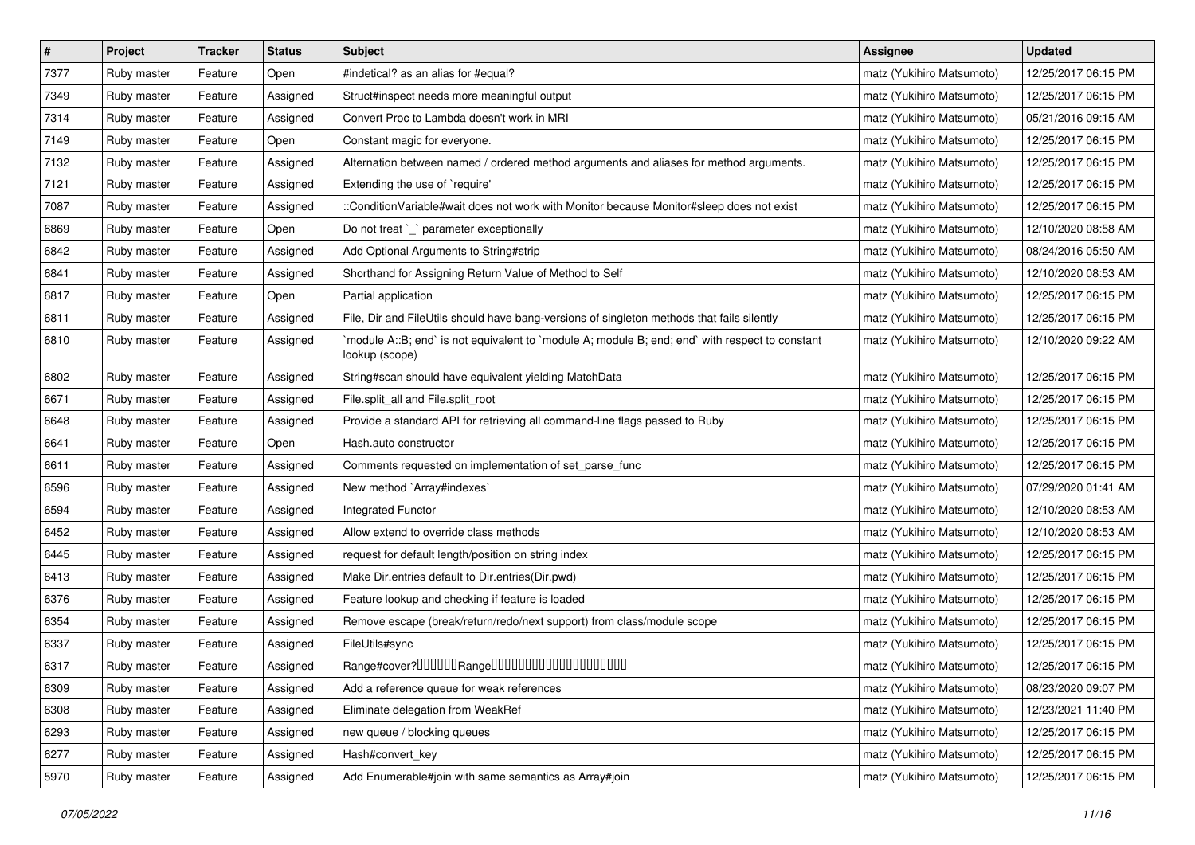| # | Project | Tracker | Status | Subject | Assignee | Updated |
|---|---|---|---|---|---|---|
| 7377 | Ruby master | Feature | Open | #indetical? as an alias for #equal? | matz (Yukihiro Matsumoto) | 12/25/2017 06:15 PM |
| 7349 | Ruby master | Feature | Assigned | Struct#inspect needs more meaningful output | matz (Yukihiro Matsumoto) | 12/25/2017 06:15 PM |
| 7314 | Ruby master | Feature | Assigned | Convert Proc to Lambda doesn't work in MRI | matz (Yukihiro Matsumoto) | 05/21/2016 09:15 AM |
| 7149 | Ruby master | Feature | Open | Constant magic for everyone. | matz (Yukihiro Matsumoto) | 12/25/2017 06:15 PM |
| 7132 | Ruby master | Feature | Assigned | Alternation between named / ordered method arguments and aliases for method arguments. | matz (Yukihiro Matsumoto) | 12/25/2017 06:15 PM |
| 7121 | Ruby master | Feature | Assigned | Extending the use of `require' | matz (Yukihiro Matsumoto) | 12/25/2017 06:15 PM |
| 7087 | Ruby master | Feature | Assigned | ::ConditionVariable#wait does not work with Monitor because Monitor#sleep does not exist | matz (Yukihiro Matsumoto) | 12/25/2017 06:15 PM |
| 6869 | Ruby master | Feature | Open | Do not treat `_` parameter exceptionally | matz (Yukihiro Matsumoto) | 12/10/2020 08:58 AM |
| 6842 | Ruby master | Feature | Assigned | Add Optional Arguments to String#strip | matz (Yukihiro Matsumoto) | 08/24/2016 05:50 AM |
| 6841 | Ruby master | Feature | Assigned | Shorthand for Assigning Return Value of Method to Self | matz (Yukihiro Matsumoto) | 12/10/2020 08:53 AM |
| 6817 | Ruby master | Feature | Open | Partial application | matz (Yukihiro Matsumoto) | 12/25/2017 06:15 PM |
| 6811 | Ruby master | Feature | Assigned | File, Dir and FileUtils should have bang-versions of singleton methods that fails silently | matz (Yukihiro Matsumoto) | 12/25/2017 06:15 PM |
| 6810 | Ruby master | Feature | Assigned | `module A::B; end` is not equivalent to `module A; module B; end; end` with respect to constant lookup (scope) | matz (Yukihiro Matsumoto) | 12/10/2020 09:22 AM |
| 6802 | Ruby master | Feature | Assigned | String#scan should have equivalent yielding MatchData | matz (Yukihiro Matsumoto) | 12/25/2017 06:15 PM |
| 6671 | Ruby master | Feature | Assigned | File.split_all and File.split_root | matz (Yukihiro Matsumoto) | 12/25/2017 06:15 PM |
| 6648 | Ruby master | Feature | Assigned | Provide a standard API for retrieving all command-line flags passed to Ruby | matz (Yukihiro Matsumoto) | 12/25/2017 06:15 PM |
| 6641 | Ruby master | Feature | Open | Hash.auto constructor | matz (Yukihiro Matsumoto) | 12/25/2017 06:15 PM |
| 6611 | Ruby master | Feature | Assigned | Comments requested on implementation of set_parse_func | matz (Yukihiro Matsumoto) | 12/25/2017 06:15 PM |
| 6596 | Ruby master | Feature | Assigned | New method `Array#indexes` | matz (Yukihiro Matsumoto) | 07/29/2020 01:41 AM |
| 6594 | Ruby master | Feature | Assigned | Integrated Functor | matz (Yukihiro Matsumoto) | 12/10/2020 08:53 AM |
| 6452 | Ruby master | Feature | Assigned | Allow extend to override class methods | matz (Yukihiro Matsumoto) | 12/10/2020 08:53 AM |
| 6445 | Ruby master | Feature | Assigned | request for default length/position on string index | matz (Yukihiro Matsumoto) | 12/25/2017 06:15 PM |
| 6413 | Ruby master | Feature | Assigned | Make Dir.entries default to Dir.entries(Dir.pwd) | matz (Yukihiro Matsumoto) | 12/25/2017 06:15 PM |
| 6376 | Ruby master | Feature | Assigned | Feature lookup and checking if feature is loaded | matz (Yukihiro Matsumoto) | 12/25/2017 06:15 PM |
| 6354 | Ruby master | Feature | Assigned | Remove escape (break/return/redo/next support) from class/module scope | matz (Yukihiro Matsumoto) | 12/25/2017 06:15 PM |
| 6337 | Ruby master | Feature | Assigned | FileUtils#sync | matz (Yukihiro Matsumoto) | 12/25/2017 06:15 PM |
| 6317 | Ruby master | Feature | Assigned | Range#cover?□□□□□□Range□□□□□□□□□□□□□□□□□□□□ | matz (Yukihiro Matsumoto) | 12/25/2017 06:15 PM |
| 6309 | Ruby master | Feature | Assigned | Add a reference queue for weak references | matz (Yukihiro Matsumoto) | 08/23/2020 09:07 PM |
| 6308 | Ruby master | Feature | Assigned | Eliminate delegation from WeakRef | matz (Yukihiro Matsumoto) | 12/23/2021 11:40 PM |
| 6293 | Ruby master | Feature | Assigned | new queue / blocking queues | matz (Yukihiro Matsumoto) | 12/25/2017 06:15 PM |
| 6277 | Ruby master | Feature | Assigned | Hash#convert_key | matz (Yukihiro Matsumoto) | 12/25/2017 06:15 PM |
| 5970 | Ruby master | Feature | Assigned | Add Enumerable#join with same semantics as Array#join | matz (Yukihiro Matsumoto) | 12/25/2017 06:15 PM |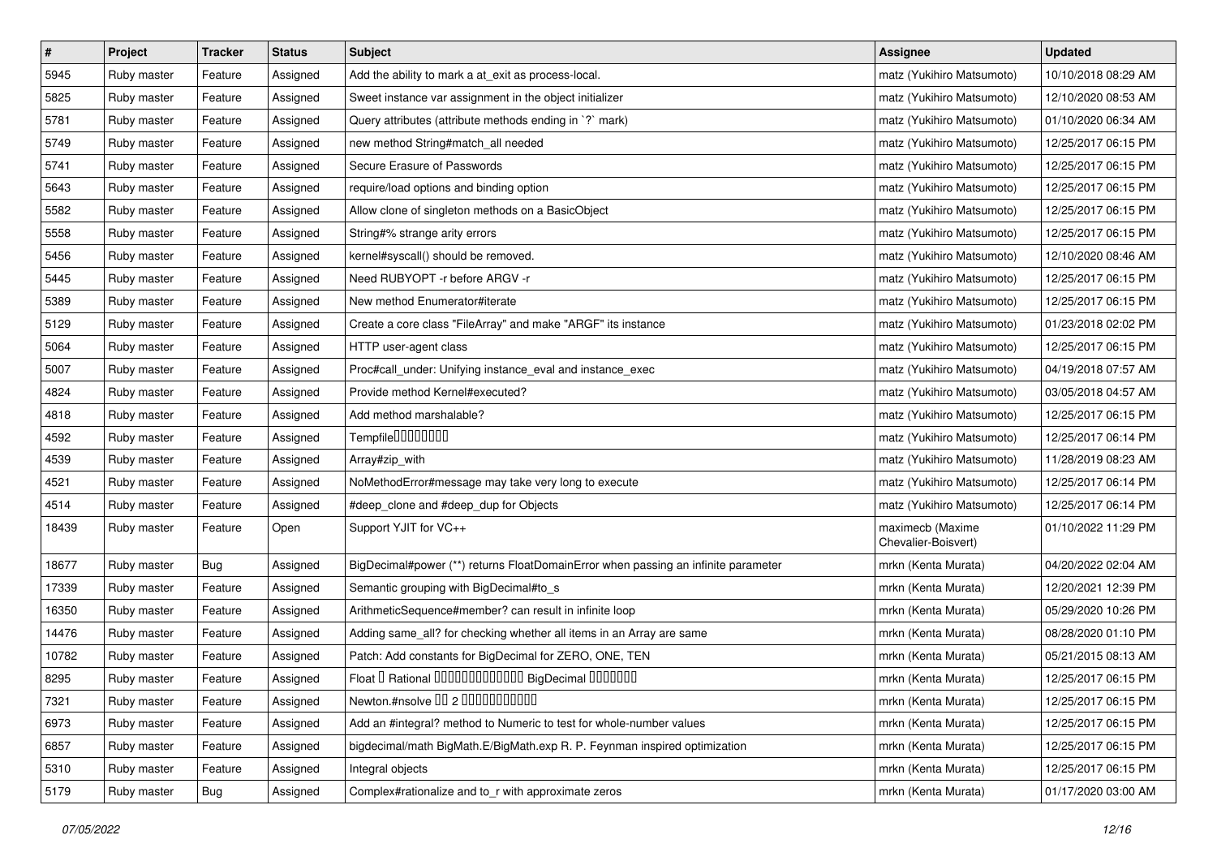| # | Project | Tracker | Status | Subject | Assignee | Updated |
|---|---|---|---|---|---|---|
| 5945 | Ruby master | Feature | Assigned | Add the ability to mark a at_exit as process-local. | matz (Yukihiro Matsumoto) | 10/10/2018 08:29 AM |
| 5825 | Ruby master | Feature | Assigned | Sweet instance var assignment in the object initializer | matz (Yukihiro Matsumoto) | 12/10/2020 08:53 AM |
| 5781 | Ruby master | Feature | Assigned | Query attributes (attribute methods ending in `?` mark) | matz (Yukihiro Matsumoto) | 01/10/2020 06:34 AM |
| 5749 | Ruby master | Feature | Assigned | new method String#match_all needed | matz (Yukihiro Matsumoto) | 12/25/2017 06:15 PM |
| 5741 | Ruby master | Feature | Assigned | Secure Erasure of Passwords | matz (Yukihiro Matsumoto) | 12/25/2017 06:15 PM |
| 5643 | Ruby master | Feature | Assigned | require/load options and binding option | matz (Yukihiro Matsumoto) | 12/25/2017 06:15 PM |
| 5582 | Ruby master | Feature | Assigned | Allow clone of singleton methods on a BasicObject | matz (Yukihiro Matsumoto) | 12/25/2017 06:15 PM |
| 5558 | Ruby master | Feature | Assigned | String#% strange arity errors | matz (Yukihiro Matsumoto) | 12/25/2017 06:15 PM |
| 5456 | Ruby master | Feature | Assigned | kernel#syscall() should be removed. | matz (Yukihiro Matsumoto) | 12/10/2020 08:46 AM |
| 5445 | Ruby master | Feature | Assigned | Need RUBYOPT -r before ARGV -r | matz (Yukihiro Matsumoto) | 12/25/2017 06:15 PM |
| 5389 | Ruby master | Feature | Assigned | New method Enumerator#iterate | matz (Yukihiro Matsumoto) | 12/25/2017 06:15 PM |
| 5129 | Ruby master | Feature | Assigned | Create a core class "FileArray" and make "ARGF" its instance | matz (Yukihiro Matsumoto) | 01/23/2018 02:02 PM |
| 5064 | Ruby master | Feature | Assigned | HTTP user-agent class | matz (Yukihiro Matsumoto) | 12/25/2017 06:15 PM |
| 5007 | Ruby master | Feature | Assigned | Proc#call_under: Unifying instance_eval and instance_exec | matz (Yukihiro Matsumoto) | 04/19/2018 07:57 AM |
| 4824 | Ruby master | Feature | Assigned | Provide method Kernel#executed? | matz (Yukihiro Matsumoto) | 03/05/2018 04:57 AM |
| 4818 | Ruby master | Feature | Assigned | Add method marshalable? | matz (Yukihiro Matsumoto) | 12/25/2017 06:15 PM |
| 4592 | Ruby master | Feature | Assigned | Tempfile□□□□□□□□ | matz (Yukihiro Matsumoto) | 12/25/2017 06:14 PM |
| 4539 | Ruby master | Feature | Assigned | Array#zip_with | matz (Yukihiro Matsumoto) | 11/28/2019 08:23 AM |
| 4521 | Ruby master | Feature | Assigned | NoMethodError#message may take very long to execute | matz (Yukihiro Matsumoto) | 12/25/2017 06:14 PM |
| 4514 | Ruby master | Feature | Assigned | #deep_clone and #deep_dup for Objects | matz (Yukihiro Matsumoto) | 12/25/2017 06:14 PM |
| 18439 | Ruby master | Feature | Open | Support YJIT for VC++ | maximecb (Maxime Chevalier-Boisvert) | 01/10/2022 11:29 PM |
| 18677 | Ruby master | Bug | Assigned | BigDecimal#power (**) returns FloatDomainError when passing an infinite parameter | mrkn (Kenta Murata) | 04/20/2022 02:04 AM |
| 17339 | Ruby master | Feature | Assigned | Semantic grouping with BigDecimal#to_s | mrkn (Kenta Murata) | 12/20/2021 12:39 PM |
| 16350 | Ruby master | Feature | Assigned | ArithmeticSequence#member? can result in infinite loop | mrkn (Kenta Murata) | 05/29/2020 10:26 PM |
| 14476 | Ruby master | Feature | Assigned | Adding same_all? for checking whether all items in an Array are same | mrkn (Kenta Murata) | 08/28/2020 01:10 PM |
| 10782 | Ruby master | Feature | Assigned | Patch: Add constants for BigDecimal for ZERO, ONE, TEN | mrkn (Kenta Murata) | 05/21/2015 08:13 AM |
| 8295 | Ruby master | Feature | Assigned | Float □ Rational □□□□□□□□□□□□□ BigDecimal □□□□□□□ | mrkn (Kenta Murata) | 12/25/2017 06:15 PM |
| 7321 | Ruby master | Feature | Assigned | Newton.#nsolve □□ 2 □□□□□□□□□□□ | mrkn (Kenta Murata) | 12/25/2017 06:15 PM |
| 6973 | Ruby master | Feature | Assigned | Add an #integral? method to Numeric to test for whole-number values | mrkn (Kenta Murata) | 12/25/2017 06:15 PM |
| 6857 | Ruby master | Feature | Assigned | bigdecimal/math BigMath.E/BigMath.exp R. P. Feynman inspired optimization | mrkn (Kenta Murata) | 12/25/2017 06:15 PM |
| 5310 | Ruby master | Feature | Assigned | Integral objects | mrkn (Kenta Murata) | 12/25/2017 06:15 PM |
| 5179 | Ruby master | Bug | Assigned | Complex#rationalize and to_r with approximate zeros | mrkn (Kenta Murata) | 01/17/2020 03:00 AM |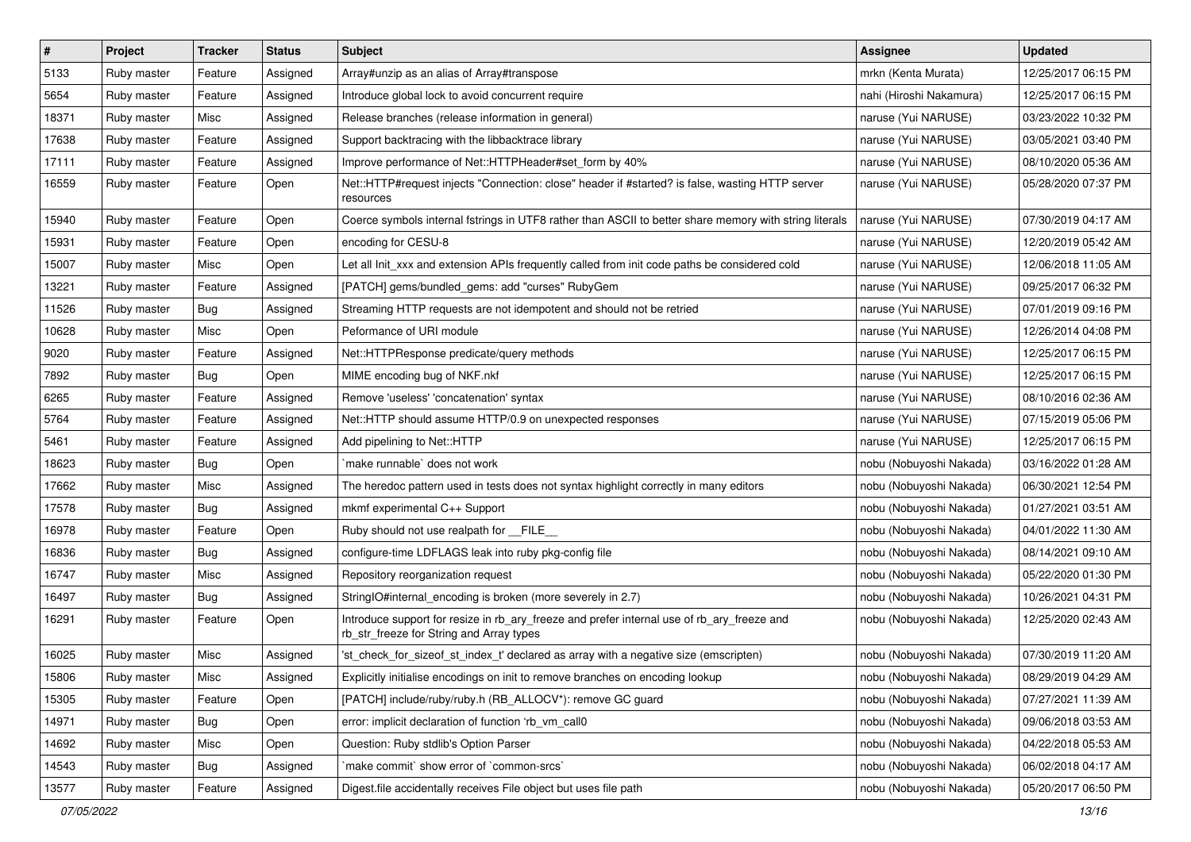| # | Project | Tracker | Status | Subject | Assignee | Updated |
|---|---|---|---|---|---|---|
| 5133 | Ruby master | Feature | Assigned | Array#unzip as an alias of Array#transpose | mrkn (Kenta Murata) | 12/25/2017 06:15 PM |
| 5654 | Ruby master | Feature | Assigned | Introduce global lock to avoid concurrent require | nahi (Hiroshi Nakamura) | 12/25/2017 06:15 PM |
| 18371 | Ruby master | Misc | Assigned | Release branches (release information in general) | naruse (Yui NARUSE) | 03/23/2022 10:32 PM |
| 17638 | Ruby master | Feature | Assigned | Support backtracing with the libbacktrace library | naruse (Yui NARUSE) | 03/05/2021 03:40 PM |
| 17111 | Ruby master | Feature | Assigned | Improve performance of Net::HTTPHeader#set_form by 40% | naruse (Yui NARUSE) | 08/10/2020 05:36 AM |
| 16559 | Ruby master | Feature | Open | Net::HTTP#request injects "Connection: close" header if #started? is false, wasting HTTP server resources | naruse (Yui NARUSE) | 05/28/2020 07:37 PM |
| 15940 | Ruby master | Feature | Open | Coerce symbols internal fstrings in UTF8 rather than ASCII to better share memory with string literals | naruse (Yui NARUSE) | 07/30/2019 04:17 AM |
| 15931 | Ruby master | Feature | Open | encoding for CESU-8 | naruse (Yui NARUSE) | 12/20/2019 05:42 AM |
| 15007 | Ruby master | Misc | Open | Let all Init_xxx and extension APIs frequently called from init code paths be considered cold | naruse (Yui NARUSE) | 12/06/2018 11:05 AM |
| 13221 | Ruby master | Feature | Assigned | [PATCH] gems/bundled_gems: add "curses" RubyGem | naruse (Yui NARUSE) | 09/25/2017 06:32 PM |
| 11526 | Ruby master | Bug | Assigned | Streaming HTTP requests are not idempotent and should not be retried | naruse (Yui NARUSE) | 07/01/2019 09:16 PM |
| 10628 | Ruby master | Misc | Open | Peformance of URI module | naruse (Yui NARUSE) | 12/26/2014 04:08 PM |
| 9020 | Ruby master | Feature | Assigned | Net::HTTPResponse predicate/query methods | naruse (Yui NARUSE) | 12/25/2017 06:15 PM |
| 7892 | Ruby master | Bug | Open | MIME encoding bug of NKF.nkf | naruse (Yui NARUSE) | 12/25/2017 06:15 PM |
| 6265 | Ruby master | Feature | Assigned | Remove 'useless' 'concatenation' syntax | naruse (Yui NARUSE) | 08/10/2016 02:36 AM |
| 5764 | Ruby master | Feature | Assigned | Net::HTTP should assume HTTP/0.9 on unexpected responses | naruse (Yui NARUSE) | 07/15/2019 05:06 PM |
| 5461 | Ruby master | Feature | Assigned | Add pipelining to Net::HTTP | naruse (Yui NARUSE) | 12/25/2017 06:15 PM |
| 18623 | Ruby master | Bug | Open | `make runnable` does not work | nobu (Nobuyoshi Nakada) | 03/16/2022 01:28 AM |
| 17662 | Ruby master | Misc | Assigned | The heredoc pattern used in tests does not syntax highlight correctly in many editors | nobu (Nobuyoshi Nakada) | 06/30/2021 12:54 PM |
| 17578 | Ruby master | Bug | Assigned | mkmf experimental C++ Support | nobu (Nobuyoshi Nakada) | 01/27/2021 03:51 AM |
| 16978 | Ruby master | Feature | Open | Ruby should not use realpath for __FILE__ | nobu (Nobuyoshi Nakada) | 04/01/2022 11:30 AM |
| 16836 | Ruby master | Bug | Assigned | configure-time LDFLAGS leak into ruby pkg-config file | nobu (Nobuyoshi Nakada) | 08/14/2021 09:10 AM |
| 16747 | Ruby master | Misc | Assigned | Repository reorganization request | nobu (Nobuyoshi Nakada) | 05/22/2020 01:30 PM |
| 16497 | Ruby master | Bug | Assigned | StringIO#internal_encoding is broken (more severely in 2.7) | nobu (Nobuyoshi Nakada) | 10/26/2021 04:31 PM |
| 16291 | Ruby master | Feature | Open | Introduce support for resize in rb_ary_freeze and prefer internal use of rb_ary_freeze and rb_str_freeze for String and Array types | nobu (Nobuyoshi Nakada) | 12/25/2020 02:43 AM |
| 16025 | Ruby master | Misc | Assigned | 'st_check_for_sizeof_st_index_t' declared as array with a negative size (emscripten) | nobu (Nobuyoshi Nakada) | 07/30/2019 11:20 AM |
| 15806 | Ruby master | Misc | Assigned | Explicitly initialise encodings on init to remove branches on encoding lookup | nobu (Nobuyoshi Nakada) | 08/29/2019 04:29 AM |
| 15305 | Ruby master | Feature | Open | [PATCH] include/ruby/ruby.h (RB_ALLOCV*): remove GC guard | nobu (Nobuyoshi Nakada) | 07/27/2021 11:39 AM |
| 14971 | Ruby master | Bug | Open | error: implicit declaration of function 'rb_vm_call0 | nobu (Nobuyoshi Nakada) | 09/06/2018 03:53 AM |
| 14692 | Ruby master | Misc | Open | Question: Ruby stdlib's Option Parser | nobu (Nobuyoshi Nakada) | 04/22/2018 05:53 AM |
| 14543 | Ruby master | Bug | Assigned | `make commit` show error of `common-srcs` | nobu (Nobuyoshi Nakada) | 06/02/2018 04:17 AM |
| 13577 | Ruby master | Feature | Assigned | Digest.file accidentally receives File object but uses file path | nobu (Nobuyoshi Nakada) | 05/20/2017 06:50 PM |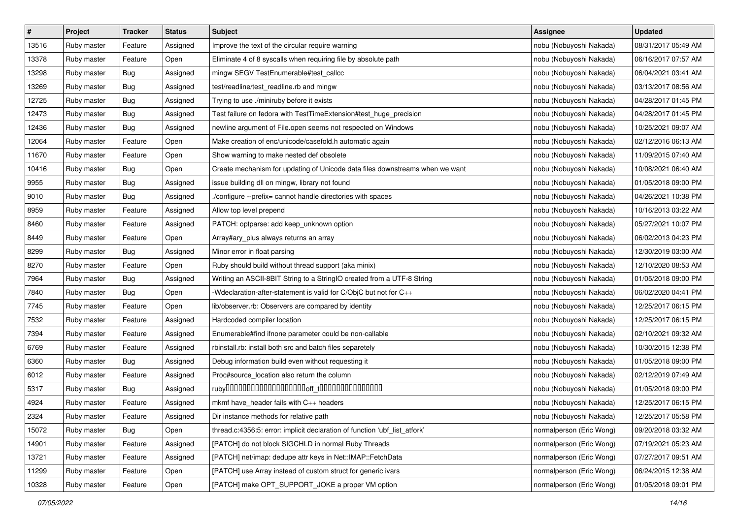| # | Project | Tracker | Status | Subject | Assignee | Updated |
| --- | --- | --- | --- | --- | --- | --- |
| 13516 | Ruby master | Feature | Assigned | Improve the text of the circular require warning | nobu (Nobuyoshi Nakada) | 08/31/2017 05:49 AM |
| 13378 | Ruby master | Feature | Open | Eliminate 4 of 8 syscalls when requiring file by absolute path | nobu (Nobuyoshi Nakada) | 06/16/2017 07:57 AM |
| 13298 | Ruby master | Bug | Assigned | mingw SEGV TestEnumerable#test_callcc | nobu (Nobuyoshi Nakada) | 06/04/2021 03:41 AM |
| 13269 | Ruby master | Bug | Assigned | test/readline/test_readline.rb and mingw | nobu (Nobuyoshi Nakada) | 03/13/2017 08:56 AM |
| 12725 | Ruby master | Bug | Assigned | Trying to use ./miniruby before it exists | nobu (Nobuyoshi Nakada) | 04/28/2017 01:45 PM |
| 12473 | Ruby master | Bug | Assigned | Test failure on fedora with TestTimeExtension#test_huge_precision | nobu (Nobuyoshi Nakada) | 04/28/2017 01:45 PM |
| 12436 | Ruby master | Bug | Assigned | newline argument of File.open seems not respected on Windows | nobu (Nobuyoshi Nakada) | 10/25/2021 09:07 AM |
| 12064 | Ruby master | Feature | Open | Make creation of enc/unicode/casefold.h automatic again | nobu (Nobuyoshi Nakada) | 02/12/2016 06:13 AM |
| 11670 | Ruby master | Feature | Open | Show warning to make nested def obsolete | nobu (Nobuyoshi Nakada) | 11/09/2015 07:40 AM |
| 10416 | Ruby master | Bug | Open | Create mechanism for updating of Unicode data files downstreams when we want | nobu (Nobuyoshi Nakada) | 10/08/2021 06:40 AM |
| 9955 | Ruby master | Bug | Assigned | issue building dll on mingw, library not found | nobu (Nobuyoshi Nakada) | 01/05/2018 09:00 PM |
| 9010 | Ruby master | Bug | Assigned | ./configure --prefix= cannot handle directories with spaces | nobu (Nobuyoshi Nakada) | 04/26/2021 10:38 PM |
| 8959 | Ruby master | Feature | Assigned | Allow top level prepend | nobu (Nobuyoshi Nakada) | 10/16/2013 03:22 AM |
| 8460 | Ruby master | Feature | Assigned | PATCH: optparse: add keep_unknown option | nobu (Nobuyoshi Nakada) | 05/27/2021 10:07 PM |
| 8449 | Ruby master | Feature | Open | Array#ary_plus always returns an array | nobu (Nobuyoshi Nakada) | 06/02/2013 04:23 PM |
| 8299 | Ruby master | Bug | Assigned | Minor error in float parsing | nobu (Nobuyoshi Nakada) | 12/30/2019 03:00 AM |
| 8270 | Ruby master | Feature | Open | Ruby should build without thread support (aka minix) | nobu (Nobuyoshi Nakada) | 12/10/2020 08:53 AM |
| 7964 | Ruby master | Bug | Assigned | Writing an ASCII-8BIT String to a StringIO created from a UTF-8 String | nobu (Nobuyoshi Nakada) | 01/05/2018 09:00 PM |
| 7840 | Ruby master | Bug | Open | -Wdeclaration-after-statement is valid for C/ObjC but not for C++ | nobu (Nobuyoshi Nakada) | 06/02/2020 04:41 PM |
| 7745 | Ruby master | Feature | Open | lib/observer.rb: Observers are compared by identity | nobu (Nobuyoshi Nakada) | 12/25/2017 06:15 PM |
| 7532 | Ruby master | Feature | Assigned | Hardcoded compiler location | nobu (Nobuyoshi Nakada) | 12/25/2017 06:15 PM |
| 7394 | Ruby master | Feature | Assigned | Enumerable#find ifnone parameter could be non-callable | nobu (Nobuyoshi Nakada) | 02/10/2021 09:32 AM |
| 6769 | Ruby master | Feature | Assigned | rbinstall.rb: install both src and batch files separetely | nobu (Nobuyoshi Nakada) | 10/30/2015 12:38 PM |
| 6360 | Ruby master | Bug | Assigned | Debug information build even without requesting it | nobu (Nobuyoshi Nakada) | 01/05/2018 09:00 PM |
| 6012 | Ruby master | Feature | Assigned | Proc#source_location also return the column | nobu (Nobuyoshi Nakada) | 02/12/2019 07:49 AM |
| 5317 | Ruby master | Bug | Assigned | ruby????????????????????off_t??????????????? | nobu (Nobuyoshi Nakada) | 01/05/2018 09:00 PM |
| 4924 | Ruby master | Feature | Assigned | mkmf have_header fails with C++ headers | nobu (Nobuyoshi Nakada) | 12/25/2017 06:15 PM |
| 2324 | Ruby master | Feature | Assigned | Dir instance methods for relative path | nobu (Nobuyoshi Nakada) | 12/25/2017 05:58 PM |
| 15072 | Ruby master | Bug | Open | thread.c:4356:5: error: implicit declaration of function 'ubf_list_atfork' | normalperson (Eric Wong) | 09/20/2018 03:32 AM |
| 14901 | Ruby master | Feature | Assigned | [PATCH] do not block SIGCHLD in normal Ruby Threads | normalperson (Eric Wong) | 07/19/2021 05:23 AM |
| 13721 | Ruby master | Feature | Assigned | [PATCH] net/imap: dedupe attr keys in Net::IMAP::FetchData | normalperson (Eric Wong) | 07/27/2017 09:51 AM |
| 11299 | Ruby master | Feature | Open | [PATCH] use Array instead of custom struct for generic ivars | normalperson (Eric Wong) | 06/24/2015 12:38 AM |
| 10328 | Ruby master | Feature | Open | [PATCH] make OPT_SUPPORT_JOKE a proper VM option | normalperson (Eric Wong) | 01/05/2018 09:01 PM |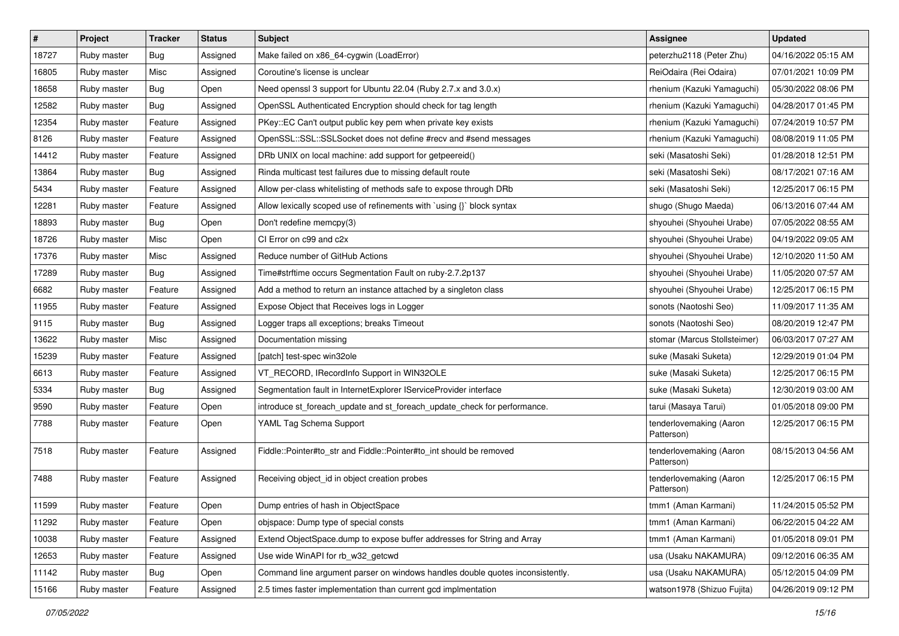| # | Project | Tracker | Status | Subject | Assignee | Updated |
|---|---|---|---|---|---|---|
| 18727 | Ruby master | Bug | Assigned | Make failed on x86_64-cygwin (LoadError) | peterzhu2118 (Peter Zhu) | 04/16/2022 05:15 AM |
| 16805 | Ruby master | Misc | Assigned | Coroutine's license is unclear | ReiOdaira (Rei Odaira) | 07/01/2021 10:09 PM |
| 18658 | Ruby master | Bug | Open | Need openssl 3 support for Ubuntu 22.04 (Ruby 2.7.x and 3.0.x) | rhenium (Kazuki Yamaguchi) | 05/30/2022 08:06 PM |
| 12582 | Ruby master | Bug | Assigned | OpenSSL Authenticated Encryption should check for tag length | rhenium (Kazuki Yamaguchi) | 04/28/2017 01:45 PM |
| 12354 | Ruby master | Feature | Assigned | PKey::EC Can't output public key pem when private key exists | rhenium (Kazuki Yamaguchi) | 07/24/2019 10:57 PM |
| 8126 | Ruby master | Feature | Assigned | OpenSSL::SSL::SSLSocket does not define #recv and #send messages | rhenium (Kazuki Yamaguchi) | 08/08/2019 11:05 PM |
| 14412 | Ruby master | Feature | Assigned | DRb UNIX on local machine: add support for getpeereid() | seki (Masatoshi Seki) | 01/28/2018 12:51 PM |
| 13864 | Ruby master | Bug | Assigned | Rinda multicast test failures due to missing default route | seki (Masatoshi Seki) | 08/17/2021 07:16 AM |
| 5434 | Ruby master | Feature | Assigned | Allow per-class whitelisting of methods safe to expose through DRb | seki (Masatoshi Seki) | 12/25/2017 06:15 PM |
| 12281 | Ruby master | Feature | Assigned | Allow lexically scoped use of refinements with `using {}` block syntax | shugo (Shugo Maeda) | 06/13/2016 07:44 AM |
| 18893 | Ruby master | Bug | Open | Don't redefine memcpy(3) | shyouhei (Shyouhei Urabe) | 07/05/2022 08:55 AM |
| 18726 | Ruby master | Misc | Open | CI Error on c99 and c2x | shyouhei (Shyouhei Urabe) | 04/19/2022 09:05 AM |
| 17376 | Ruby master | Misc | Assigned | Reduce number of GitHub Actions | shyouhei (Shyouhei Urabe) | 12/10/2020 11:50 AM |
| 17289 | Ruby master | Bug | Assigned | Time#strftime occurs Segmentation Fault on ruby-2.7.2p137 | shyouhei (Shyouhei Urabe) | 11/05/2020 07:57 AM |
| 6682 | Ruby master | Feature | Assigned | Add a method to return an instance attached by a singleton class | shyouhei (Shyouhei Urabe) | 12/25/2017 06:15 PM |
| 11955 | Ruby master | Feature | Assigned | Expose Object that Receives logs in Logger | sonots (Naotoshi Seo) | 11/09/2017 11:35 AM |
| 9115 | Ruby master | Bug | Assigned | Logger traps all exceptions; breaks Timeout | sonots (Naotoshi Seo) | 08/20/2019 12:47 PM |
| 13622 | Ruby master | Misc | Assigned | Documentation missing | stomar (Marcus Stollsteimer) | 06/03/2017 07:27 AM |
| 15239 | Ruby master | Feature | Assigned | [patch] test-spec win32ole | suke (Masaki Suketa) | 12/29/2019 01:04 PM |
| 6613 | Ruby master | Feature | Assigned | VT_RECORD, IRecordInfo Support in WIN32OLE | suke (Masaki Suketa) | 12/25/2017 06:15 PM |
| 5334 | Ruby master | Bug | Assigned | Segmentation fault in InternetExplorer IServiceProvider interface | suke (Masaki Suketa) | 12/30/2019 03:00 AM |
| 9590 | Ruby master | Feature | Open | introduce st_foreach_update and st_foreach_update_check for performance. | tarui (Masaya Tarui) | 01/05/2018 09:00 PM |
| 7788 | Ruby master | Feature | Open | YAML Tag Schema Support | tenderlovemaking (Aaron Patterson) | 12/25/2017 06:15 PM |
| 7518 | Ruby master | Feature | Assigned | Fiddle::Pointer#to_str and Fiddle::Pointer#to_int should be removed | tenderlovemaking (Aaron Patterson) | 08/15/2013 04:56 AM |
| 7488 | Ruby master | Feature | Assigned | Receiving object_id in object creation probes | tenderlovemaking (Aaron Patterson) | 12/25/2017 06:15 PM |
| 11599 | Ruby master | Feature | Open | Dump entries of hash in ObjectSpace | tmm1 (Aman Karmani) | 11/24/2015 05:52 PM |
| 11292 | Ruby master | Feature | Open | objspace: Dump type of special consts | tmm1 (Aman Karmani) | 06/22/2015 04:22 AM |
| 10038 | Ruby master | Feature | Assigned | Extend ObjectSpace.dump to expose buffer addresses for String and Array | tmm1 (Aman Karmani) | 01/05/2018 09:01 PM |
| 12653 | Ruby master | Feature | Assigned | Use wide WinAPI for rb_w32_getcwd | usa (Usaku NAKAMURA) | 09/12/2016 06:35 AM |
| 11142 | Ruby master | Bug | Open | Command line argument parser on windows handles double quotes inconsistently. | usa (Usaku NAKAMURA) | 05/12/2015 04:09 PM |
| 15166 | Ruby master | Feature | Assigned | 2.5 times faster implementation than current gcd implmentation | watson1978 (Shizuo Fujita) | 04/26/2019 09:12 PM |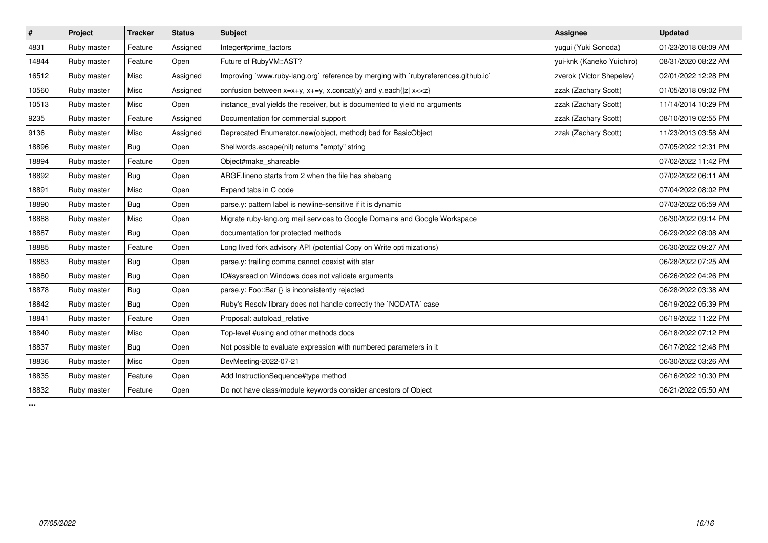| # | Project | Tracker | Status | Subject | Assignee | Updated |
|---|---|---|---|---|---|---|
| 4831 | Ruby master | Feature | Assigned | Integer#prime_factors | yugui (Yuki Sonoda) | 01/23/2018 08:09 AM |
| 14844 | Ruby master | Feature | Open | Future of RubyVM::AST? | yui-knk (Kaneko Yuichiro) | 08/31/2020 08:22 AM |
| 16512 | Ruby master | Misc | Assigned | Improving `www.ruby-lang.org` reference by merging with `rubyreferences.github.io` | zverok (Victor Shepelev) | 02/01/2022 12:28 PM |
| 10560 | Ruby master | Misc | Assigned | confusion between x=x+y, x+=y, x.concat(y) and y.each{\|z\| x<<z} | zzak (Zachary Scott) | 01/05/2018 09:02 PM |
| 10513 | Ruby master | Misc | Open | instance_eval yields the receiver, but is documented to yield no arguments | zzak (Zachary Scott) | 11/14/2014 10:29 PM |
| 9235 | Ruby master | Feature | Assigned | Documentation for commercial support | zzak (Zachary Scott) | 08/10/2019 02:55 PM |
| 9136 | Ruby master | Misc | Assigned | Deprecated Enumerator.new(object, method) bad for BasicObject | zzak (Zachary Scott) | 11/23/2013 03:58 AM |
| 18896 | Ruby master | Bug | Open | Shellwords.escape(nil) returns "empty" string | | 07/05/2022 12:31 PM |
| 18894 | Ruby master | Feature | Open | Object#make_shareable | | 07/02/2022 11:42 PM |
| 18892 | Ruby master | Bug | Open | ARGF.lineno starts from 2 when the file has shebang | | 07/02/2022 06:11 AM |
| 18891 | Ruby master | Misc | Open | Expand tabs in C code | | 07/04/2022 08:02 PM |
| 18890 | Ruby master | Bug | Open | parse.y: pattern label is newline-sensitive if it is dynamic | | 07/03/2022 05:59 AM |
| 18888 | Ruby master | Misc | Open | Migrate ruby-lang.org mail services to Google Domains and Google Workspace | | 06/30/2022 09:14 PM |
| 18887 | Ruby master | Bug | Open | documentation for protected methods | | 06/29/2022 08:08 AM |
| 18885 | Ruby master | Feature | Open | Long lived fork advisory API (potential Copy on Write optimizations) | | 06/30/2022 09:27 AM |
| 18883 | Ruby master | Bug | Open | parse.y: trailing comma cannot coexist with star | | 06/28/2022 07:25 AM |
| 18880 | Ruby master | Bug | Open | IO#sysread on Windows does not validate arguments | | 06/26/2022 04:26 PM |
| 18878 | Ruby master | Bug | Open | parse.y: Foo::Bar {} is inconsistently rejected | | 06/28/2022 03:38 AM |
| 18842 | Ruby master | Bug | Open | Ruby's Resolv library does not handle correctly the `NODATA` case | | 06/19/2022 05:39 PM |
| 18841 | Ruby master | Feature | Open | Proposal: autoload_relative | | 06/19/2022 11:22 PM |
| 18840 | Ruby master | Misc | Open | Top-level #using and other methods docs | | 06/18/2022 07:12 PM |
| 18837 | Ruby master | Bug | Open | Not possible to evaluate expression with numbered parameters in it | | 06/17/2022 12:48 PM |
| 18836 | Ruby master | Misc | Open | DevMeeting-2022-07-21 | | 06/30/2022 03:26 AM |
| 18835 | Ruby master | Feature | Open | Add InstructionSequence#type method | | 06/16/2022 10:30 PM |
| 18832 | Ruby master | Feature | Open | Do not have class/module keywords consider ancestors of Object | | 06/21/2022 05:50 AM |

...